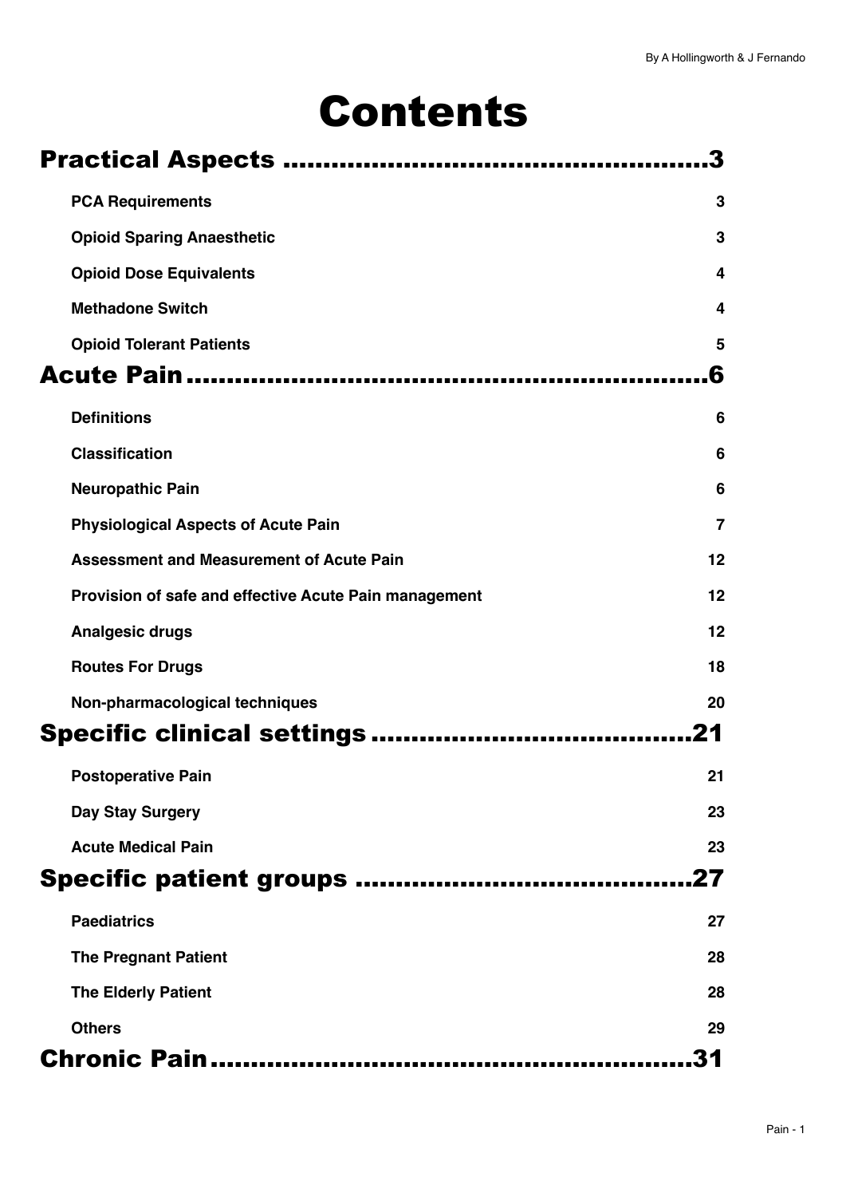# Contents

## Practical Aspects ....................................................3

**PCA Requirements** 3

**Opioid Sparing Anaesthetic** 3

**Opioid Dose Equivalents** 4

**Methadone Switch** 4

**Opioid Tolerant Patients** 5

## Acute Pain ....................................................6

**Definitions** 6

**Classification** 6

**Neuropathic Pain** 6

**Physiological Aspects of Acute Pain** 7

**Assessment and Measurement of Acute Pain** 12

**Provision of safe and effective Acute Pain management** 12

**Analgesic drugs** 12

**Routes For Drugs** 18

**Non-pharmacological techniques** 20

## Specific clinical settings ....................................................21

**Postoperative Pain** 21

**Day Stay Surgery** 23

**Acute Medical Pain** 23

## Specific patient groups ....................................................27

**Paediatrics** 27

**The Pregnant Patient** 28

**The Elderly Patient** 28

**Others** 29

## Chronic Pain ....................................................31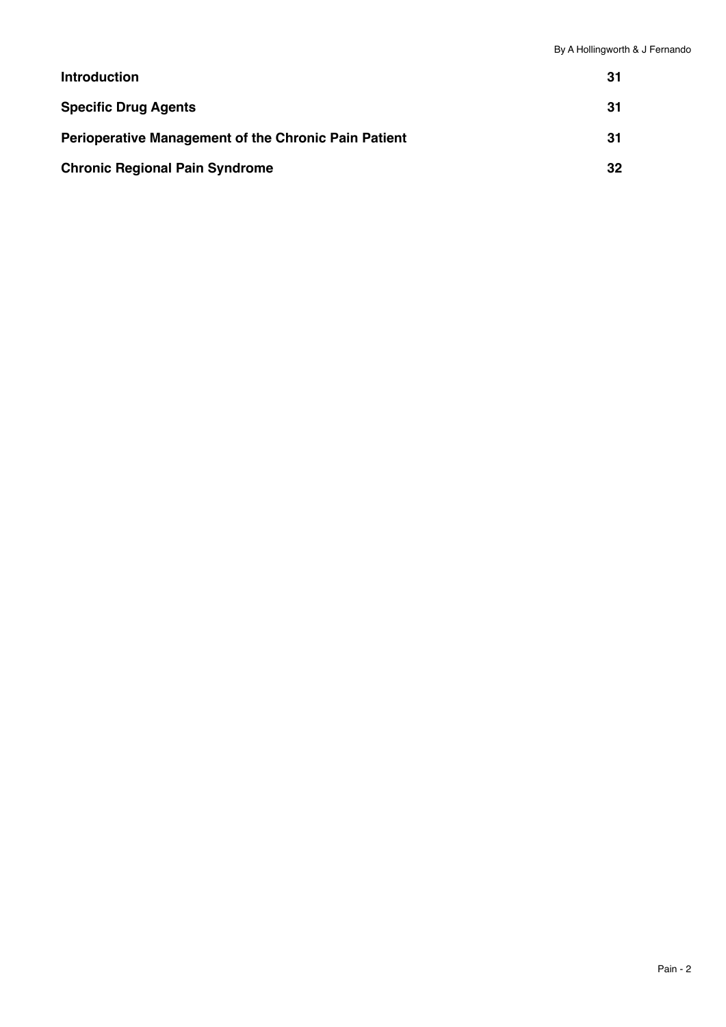By A Hollingworth & J Fernando

| | |
|---|---|
| **Introduction** | **31** |
| **Specific Drug Agents** | **31** |
| **Perioperative Management of the Chronic Pain Patient** | **31** |
| **Chronic Regional Pain Syndrome** | **32** |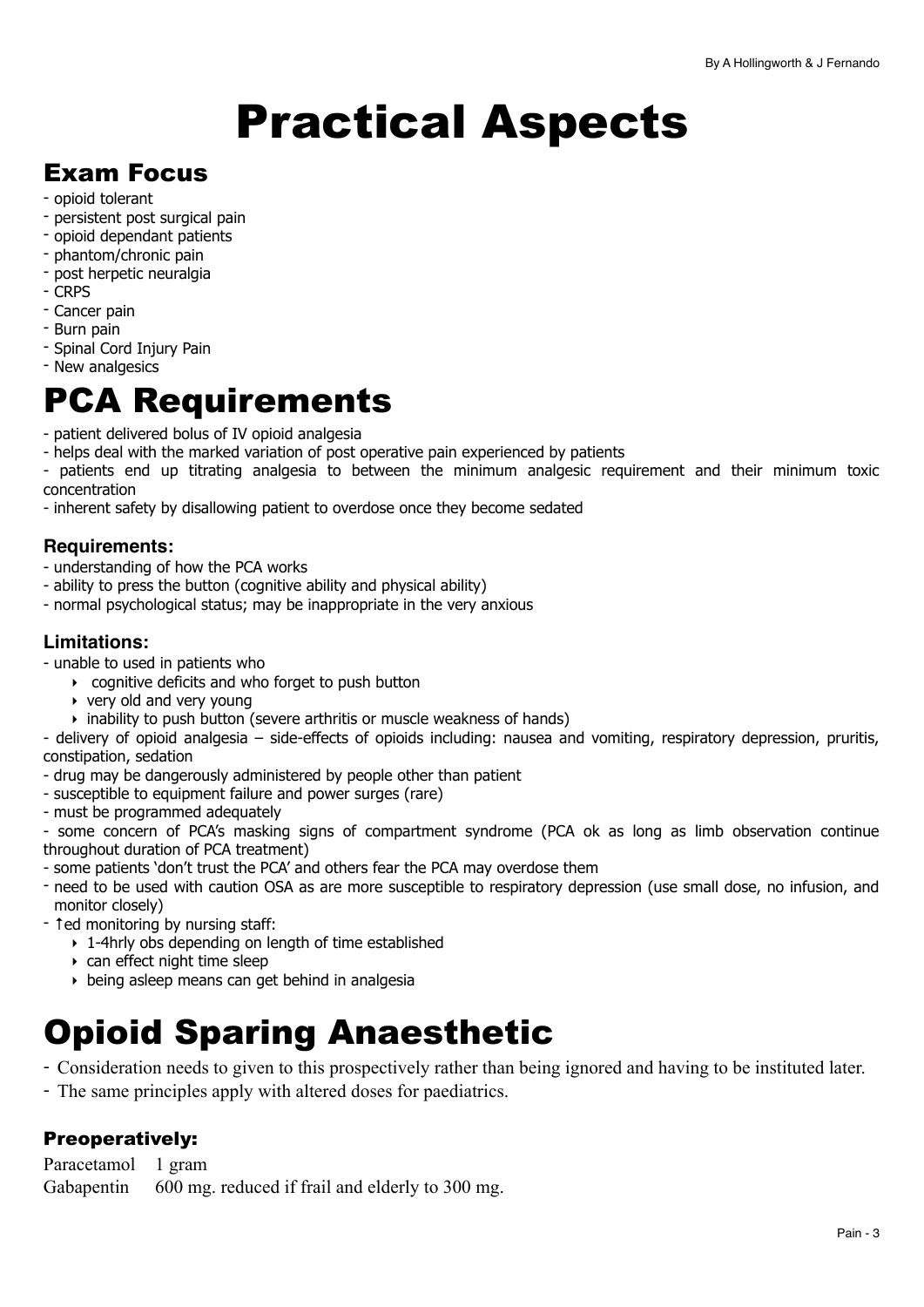# Practical Aspects

## Exam Focus

- opioid tolerant
- persistent post surgical pain
- opioid dependant patients
- phantom/chronic pain
- post herpetic neuralgia
- CRPS
- Cancer pain
- Burn pain
- Spinal Cord Injury Pain
- New analgesics

# PCA Requirements

- patient delivered bolus of IV opioid analgesia
- helps deal with the marked variation of post operative pain experienced by patients
- patients end up titrating analgesia to between the minimum analgesic requirement and their minimum toxic concentration
- inherent safety by disallowing patient to overdose once they become sedated

### Requirements:

- understanding of how the PCA works
- ability to press the button (cognitive ability and physical ability)
- normal psychological status; may be inappropriate in the very anxious

### Limitations:

- unable to used in patients who
  - cognitive deficits and who forget to push button
  - very old and very young
  - inability to push button (severe arthritis or muscle weakness of hands)
- delivery of opioid analgesia – side-effects of opioids including: nausea and vomiting, respiratory depression, pruritis, constipation, sedation
- drug may be dangerously administered by people other than patient
- susceptible to equipment failure and power surges (rare)
- must be programmed adequately
- some concern of PCA's masking signs of compartment syndrome (PCA ok as long as limb observation continue throughout duration of PCA treatment)
- some patients 'don't trust the PCA' and others fear the PCA may overdose them
- need to be used with caution OSA as are more susceptible to respiratory depression (use small dose, no infusion, and monitor closely)
- ↑ed monitoring by nursing staff:
  - 1-4hrly obs depending on length of time established
  - can effect night time sleep
  - being asleep means can get behind in analgesia

# Opioid Sparing Anaesthetic

- Consideration needs to given to this prospectively rather than being ignored and having to be instituted later.
- The same principles apply with altered doses for paediatrics.

### Preoperatively:

Paracetamol 1 gram

Gabapentin 600 mg. reduced if frail and elderly to 300 mg.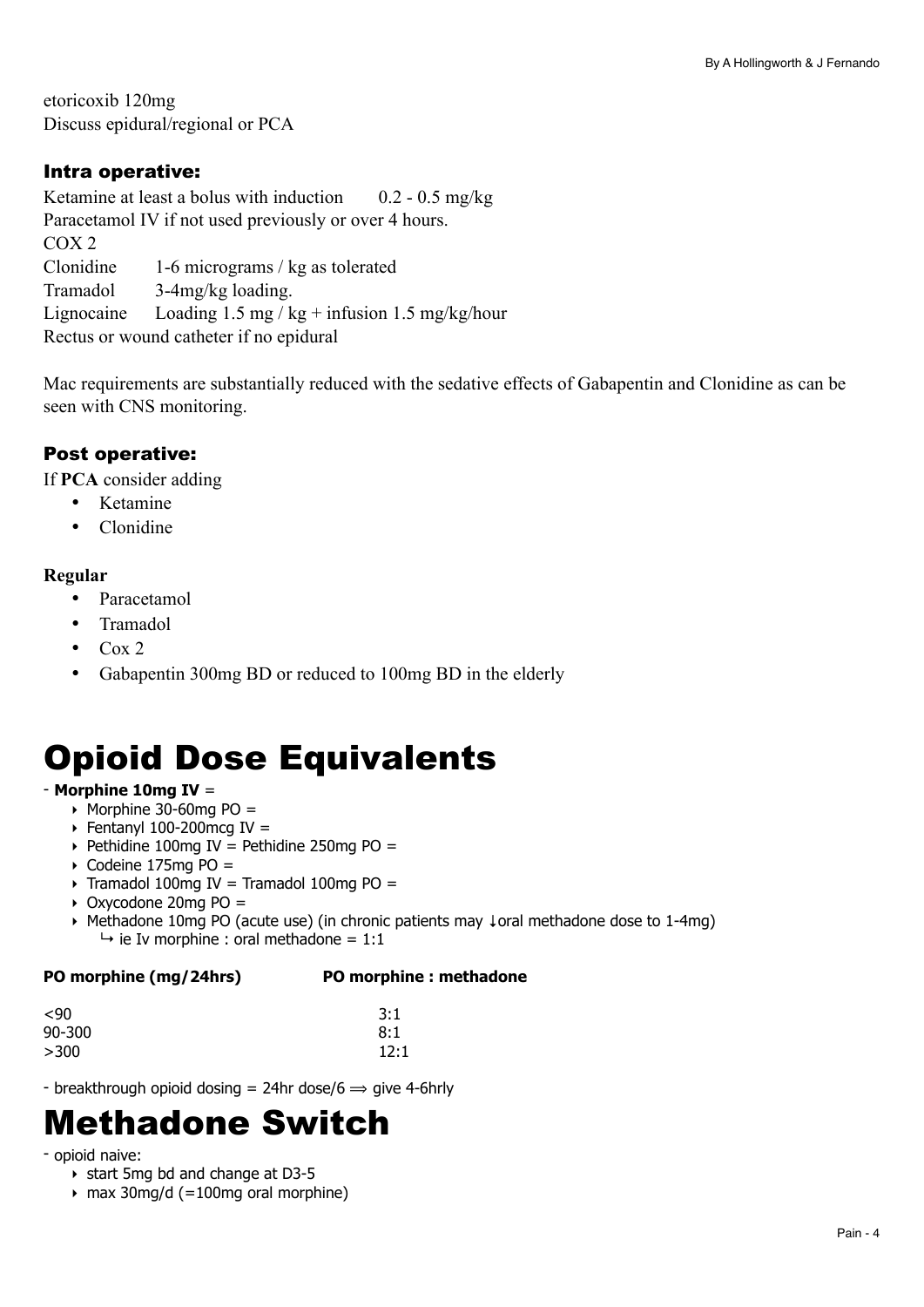etoricoxib 120mg
Discuss epidural/regional or PCA

### Intra operative:

Ketamine at least a bolus with induction 0.2 - 0.5 mg/kg
Paracetamol IV if not used previously or over 4 hours.
COX 2
Clonidine 1-6 micrograms / kg as tolerated
Tramadol 3-4mg/kg loading.
Lignocaine Loading 1.5 mg / kg + infusion 1.5 mg/kg/hour
Rectus or wound catheter if no epidural

Mac requirements are substantially reduced with the sedative effects of Gabapentin and Clonidine as can be seen with CNS monitoring.

### Post operative:

If **PCA** consider adding

- Ketamine
- Clonidine

**Regular**

- Paracetamol
- Tramadol
- Cox 2
- Gabapentin 300mg BD or reduced to 100mg BD in the elderly

# Opioid Dose Equivalents

- **Morphine 10mg IV** =
  - Morphine 30-60mg PO =
  - Fentanyl 100-200mcg IV =
  - Pethidine 100mg IV = Pethidine 250mg PO =
  - Codeine 175mg PO =
  - Tramadol 100mg IV = Tramadol 100mg PO =
  - Oxycodone 20mg PO =
  - Methadone 10mg PO (acute use) (in chronic patients may ↓oral methadone dose to 1-4mg)
    - ↳ ie Iv morphine : oral methadone = 1:1

| PO morphine (mg/24hrs) | PO morphine : methadone |
|---|---|
| <90 | 3:1 |
| 90-300 | 8:1 |
| >300 | 12:1 |

- breakthrough opioid dosing = 24hr dose/6 ⟹ give 4-6hrly

# Methadone Switch

- opioid naive:
  - start 5mg bd and change at D3-5
  - max 30mg/d (=100mg oral morphine)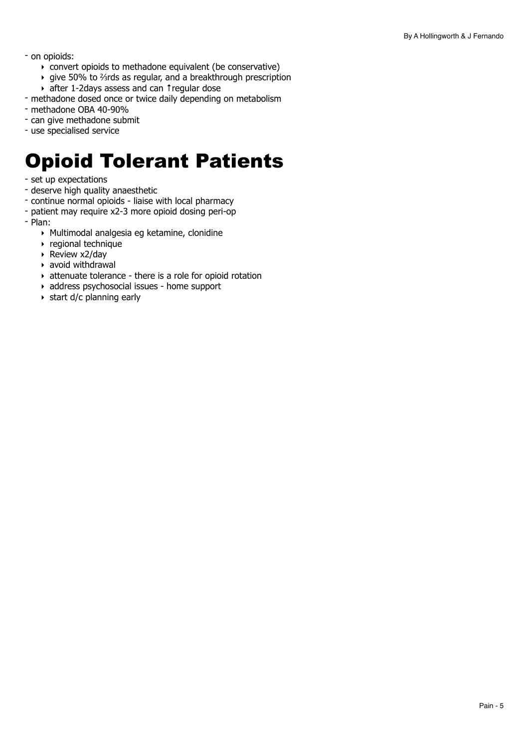- on opioids:
    - convert opioids to methadone equivalent (be conservative)
    - give 50% to ⅔rds as regular, and a breakthrough prescription
    - after 1-2days assess and can ↑regular dose
- methadone dosed once or twice daily depending on metabolism
- methadone OBA 40-90%
- can give methadone submit
- use specialised service

# Opioid Tolerant Patients

- set up expectations
- deserve high quality anaesthetic
- continue normal opioids - liaise with local pharmacy
- patient may require x2-3 more opioid dosing peri-op
- Plan:
    - Multimodal analgesia eg ketamine, clonidine
    - regional technique
    - Review x2/day
    - avoid withdrawal
    - attenuate tolerance - there is a role for opioid rotation
    - address psychosocial issues - home support
    - start d/c planning early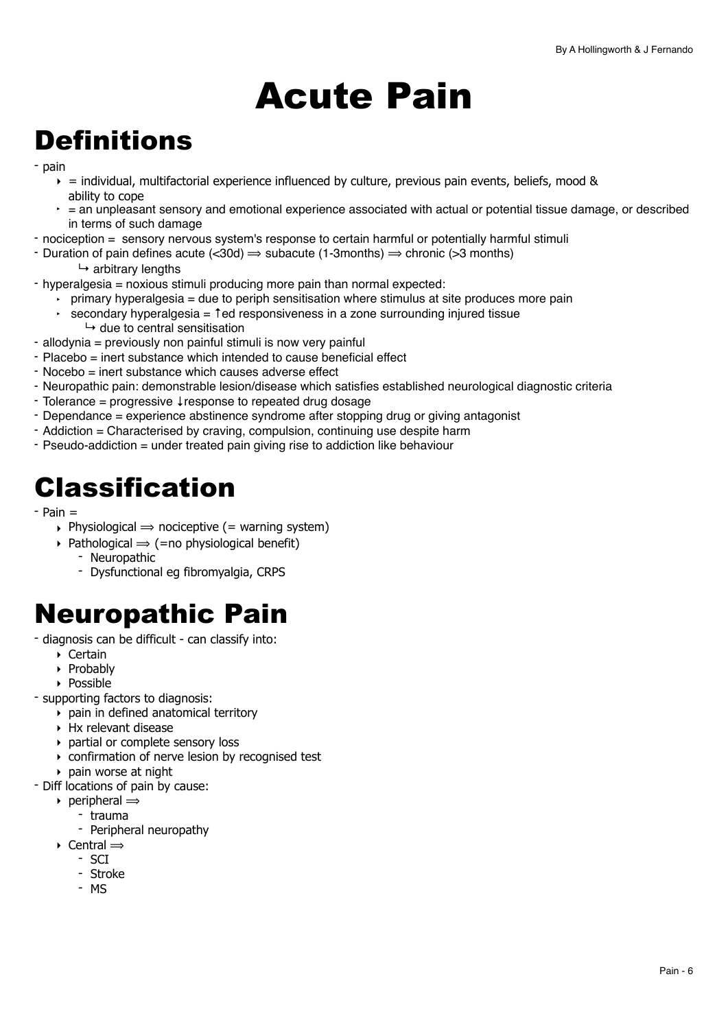# Acute Pain

## Definitions

- pain
  - = individual, multifactorial experience influenced by culture, previous pain events, beliefs, mood & ability to cope
  - = an unpleasant sensory and emotional experience associated with actual or potential tissue damage, or described in terms of such damage
- nociception = sensory nervous system's response to certain harmful or potentially harmful stimuli
- Duration of pain defines acute (<30d) ⟹ subacute (1-3months) ⟹ chronic (>3 months)
  - ↳ arbitrary lengths
- hyperalgesia = noxious stimuli producing more pain than normal expected:
  - primary hyperalgesia = due to periph sensitisation where stimulus at site produces more pain
  - secondary hyperalgesia = ↑ed responsiveness in a zone surrounding injured tissue
    - ↳ due to central sensitisation
- allodynia = previously non painful stimuli is now very painful
- Placebo = inert substance which intended to cause beneficial effect
- Nocebo = inert substance which causes adverse effect
- Neuropathic pain: demonstrable lesion/disease which satisfies established neurological diagnostic criteria
- Tolerance = progressive ↓response to repeated drug dosage
- Dependance = experience abstinence syndrome after stopping drug or giving antagonist
- Addiction = Characterised by craving, compulsion, continuing use despite harm
- Pseudo-addiction = under treated pain giving rise to addiction like behaviour

## Classification

- Pain =
  - Physiological ⟹ nociceptive (= warning system)
  - Pathological ⟹ (=no physiological benefit)
    - Neuropathic
    - Dysfunctional eg fibromyalgia, CRPS

## Neuropathic Pain

- diagnosis can be difficult - can classify into:
  - Certain
  - Probably
  - Possible
- supporting factors to diagnosis:
  - pain in defined anatomical territory
  - Hx relevant disease
  - partial or complete sensory loss
  - confirmation of nerve lesion by recognised test
  - pain worse at night
- Diff locations of pain by cause:
  - peripheral ⟹
    - trauma
    - Peripheral neuropathy
  - Central ⟹
    - SCI
    - Stroke
    - MS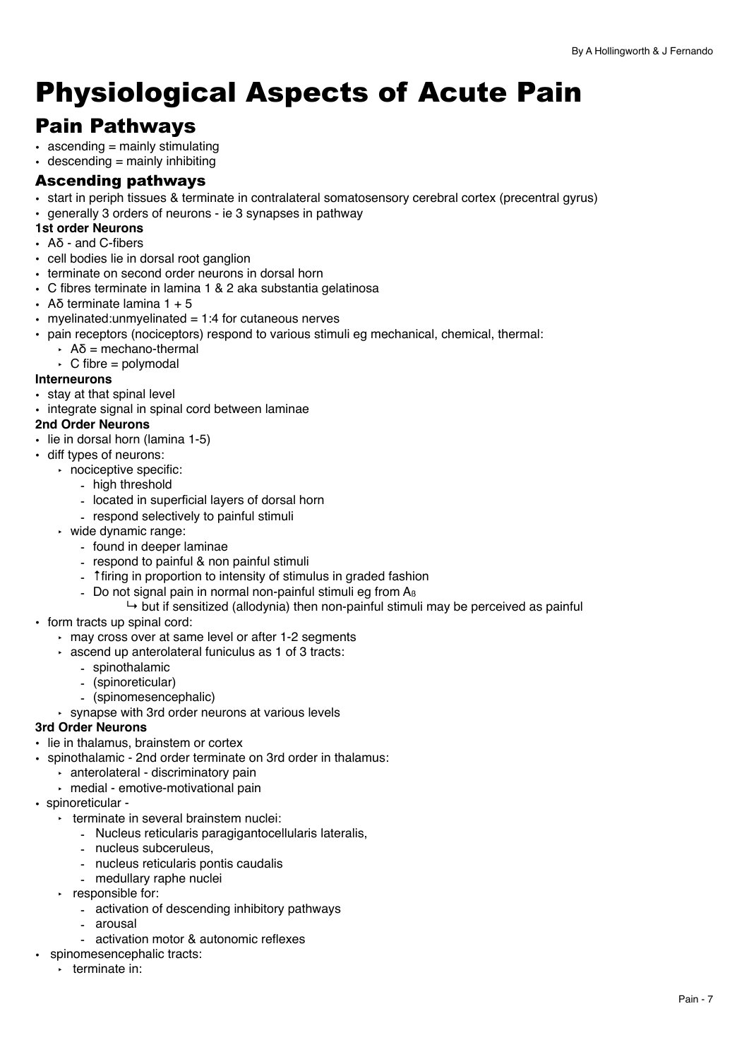# Physiological Aspects of Acute Pain

## Pain Pathways

- ascending = mainly stimulating
- descending = mainly inhibiting

### Ascending pathways

- start in periph tissues & terminate in contralateral somatosensory cerebral cortex (precentral gyrus)
- generally 3 orders of neurons - ie 3 synapses in pathway

**1st order Neurons**

- Aδ - and C-fibers
- cell bodies lie in dorsal root ganglion
- terminate on second order neurons in dorsal horn
- C fibres terminate in lamina 1 & 2 aka substantia gelatinosa
- Aδ terminate lamina 1 + 5
- myelinated:unmyelinated = 1:4 for cutaneous nerves
- pain receptors (nociceptors) respond to various stimuli eg mechanical, chemical, thermal:
  - Aδ = mechano-thermal
  - C fibre = polymodal

**Interneurons**

- stay at that spinal level
- integrate signal in spinal cord between laminae

**2nd Order Neurons**

- lie in dorsal horn (lamina 1-5)
- diff types of neurons:
  - nociceptive specific:
    - high threshold
    - located in superficial layers of dorsal horn
    - respond selectively to painful stimuli
  - wide dynamic range:
    - found in deeper laminae
    - respond to painful & non painful stimuli
    - ↑firing in proportion to intensity of stimulus in graded fashion
    - Do not signal pain in normal non-painful stimuli eg from $A_\beta$
      - ↳ but if sensitized (allodynia) then non-painful stimuli may be perceived as painful
- form tracts up spinal cord:
  - may cross over at same level or after 1-2 segments
  - ascend up anterolateral funiculus as 1 of 3 tracts:
    - spinothalamic
    - (spinoreticular)
    - (spinomesencephalic)
  - synapse with 3rd order neurons at various levels

**3rd Order Neurons**

- lie in thalamus, brainstem or cortex
- spinothalamic - 2nd order terminate on 3rd order in thalamus:
  - anterolateral - discriminatory pain
  - medial - emotive-motivational pain
- spinoreticular -
  - terminate in several brainstem nuclei:
    - Nucleus reticularis paragigantocellularis lateralis,
    - nucleus subceruleus,
    - nucleus reticularis pontis caudalis
    - medullary raphe nuclei
  - responsible for:
    - activation of descending inhibitory pathways
    - arousal
    - activation motor & autonomic reflexes
- spinomesencephalic tracts:
  - terminate in: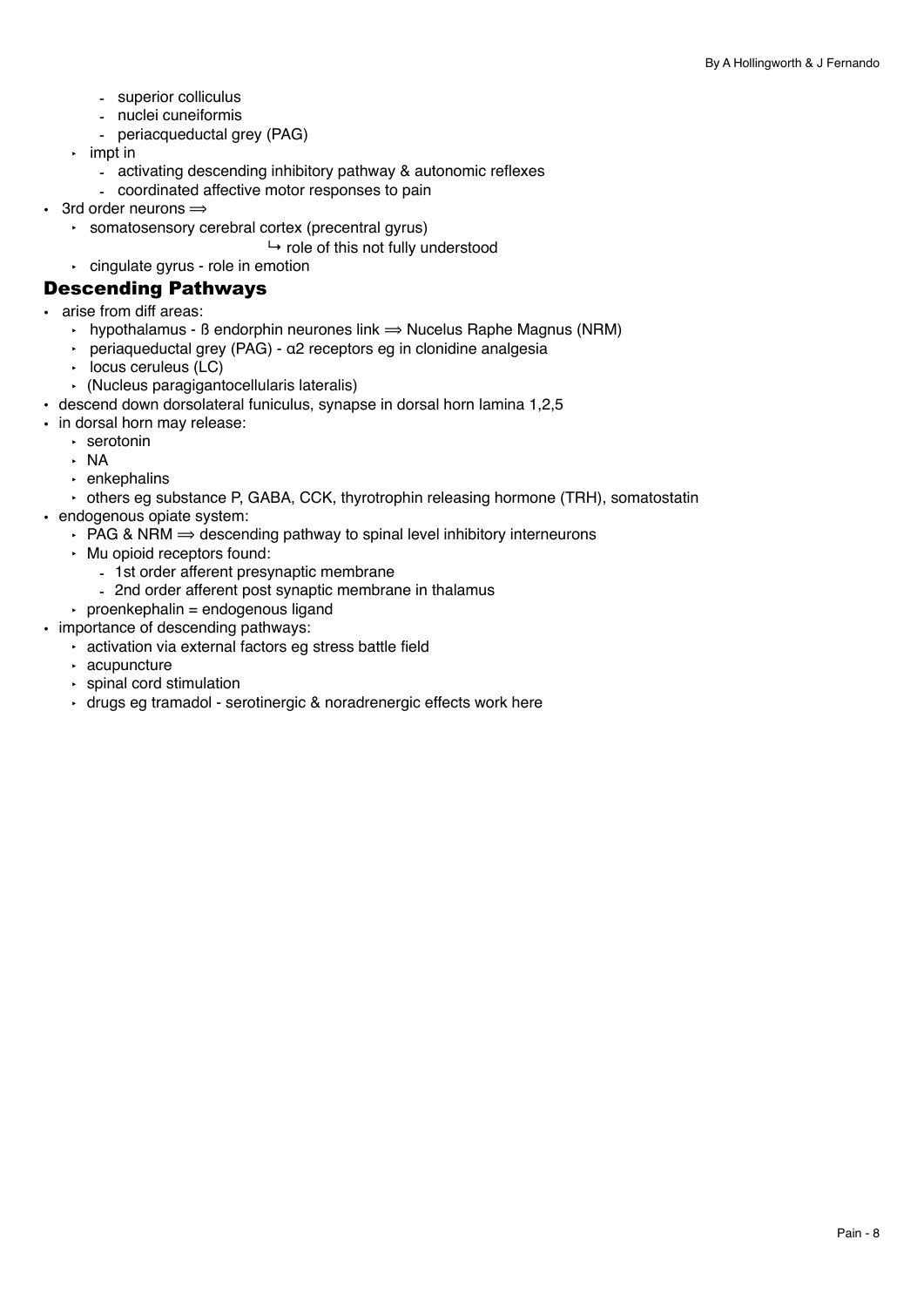- superior colliculus
    - nuclei cuneiformis
    - periacqueductal grey (PAG)
  - impt in
    - activating descending inhibitory pathway & autonomic reflexes
    - coordinated affective motor responses to pain
- 3rd order neurons ⟹
  - somatosensory cerebral cortex (precentral gyrus)
    ↳ role of this not fully understood
  - cingulate gyrus - role in emotion

## Descending Pathways

- arise from diff areas:
  - hypothalamus - ß endorphin neurones link ⟹ Nucelus Raphe Magnus (NRM)
  - periaqueductal grey (PAG) - α2 receptors eg in clonidine analgesia
  - locus ceruleus (LC)
  - (Nucleus paragigantocellularis lateralis)
- descend down dorsolateral funiculus, synapse in dorsal horn lamina 1,2,5
- in dorsal horn may release:
  - serotonin
  - NA
  - enkephalins
  - others eg substance P, GABA, CCK, thyrotrophin releasing hormone (TRH), somatostatin
- endogenous opiate system:
  - PAG & NRM ⟹ descending pathway to spinal level inhibitory interneurons
  - Mu opioid receptors found:
    - 1st order afferent presynaptic membrane
    - 2nd order afferent post synaptic membrane in thalamus
  - proenkephalin = endogenous ligand
- importance of descending pathways:
  - activation via external factors eg stress battle field
  - acupuncture
  - spinal cord stimulation
  - drugs eg tramadol - serotinergic & noradrenergic effects work here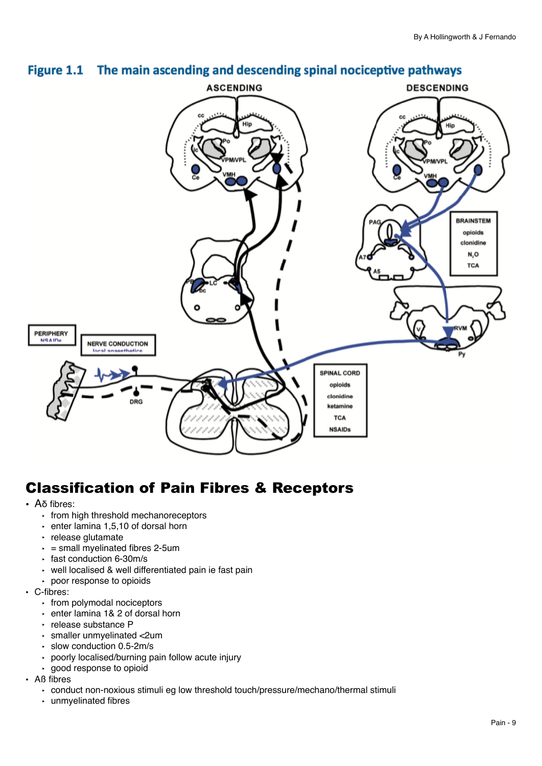**Figure 1.1 The main ascending and descending spinal nociceptive pathways**

# Classification of Pain Fibres & Receptors

- Aδ fibres:
  - from high threshold mechanoreceptors
  - enter lamina 1,5,10 of dorsal horn
  - release glutamate
  - = small myelinated fibres 2-5um
  - fast conduction 6-30m/s
  - well localised & well differentiated pain ie fast pain
  - poor response to opioids
- C-fibres:
  - from polymodal nociceptors
  - enter lamina 1& 2 of dorsal horn
  - release substance P
  - smaller unmyelinated <2um
  - slow conduction 0.5-2m/s
  - poorly localised/burning pain follow acute injury
  - good response to opioid
- Aß fibres
  - conduct non-noxious stimuli eg low threshold touch/pressure/mechano/thermal stimuli
  - unmyelinated fibres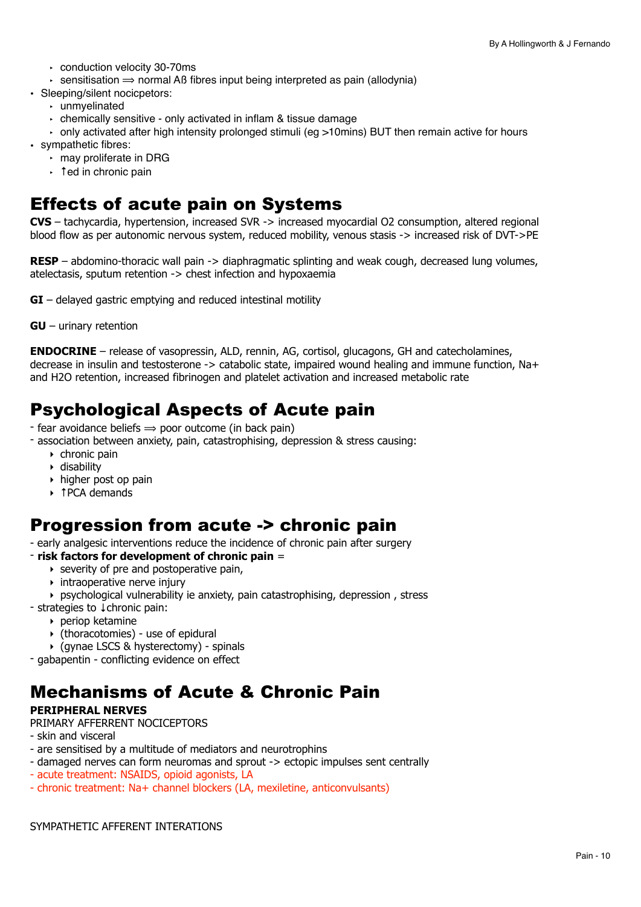- conduction velocity 30-70ms
  - sensitisation ⟹ normal Aß fibres input being interpreted as pain (allodynia)
- Sleeping/silent nocicpetors:
  - unmyelinated
  - chemically sensitive - only activated in inflam & tissue damage
  - only activated after high intensity prolonged stimuli (eg >10mins) BUT then remain active for hours
- sympathetic fibres:
  - may proliferate in DRG
  - ↑ed in chronic pain

# Effects of acute pain on Systems

**CVS** – tachycardia, hypertension, increased SVR -> increased myocardial O2 consumption, altered regional blood flow as per autonomic nervous system, reduced mobility, venous stasis -> increased risk of DVT->PE

**RESP** – abdomino-thoracic wall pain -> diaphragmatic splinting and weak cough, decreased lung volumes, atelectasis, sputum retention -> chest infection and hypoxaemia

**GI** – delayed gastric emptying and reduced intestinal motility

**GU** – urinary retention

**ENDOCRINE** – release of vasopressin, ALD, rennin, AG, cortisol, glucagons, GH and catecholamines, decrease in insulin and testosterone -> catabolic state, impaired wound healing and immune function, Na+ and H2O retention, increased fibrinogen and platelet activation and increased metabolic rate

# Psychological Aspects of Acute pain

- fear avoidance beliefs ⟹ poor outcome (in back pain)
- association between anxiety, pain, catastrophising, depression & stress causing:
  - chronic pain
  - disability
  - higher post op pain
  - ↑PCA demands

# Progression from acute -> chronic pain

- early analgesic interventions reduce the incidence of chronic pain after surgery
- **risk factors for development of chronic pain** =
  - severity of pre and postoperative pain,
  - intraoperative nerve injury
  - psychological vulnerability ie anxiety, pain catastrophising, depression , stress
- strategies to ↓chronic pain:
  - periop ketamine
  - (thoracotomies) - use of epidural
  - (gynae LSCS & hysterectomy) - spinals
- gabapentin - conflicting evidence on effect

# Mechanisms of Acute & Chronic Pain

**PERIPHERAL NERVES**

PRIMARY AFFERRENT NOCICEPTORS

- skin and visceral
- are sensitised by a multitude of mediators and neurotrophins
- damaged nerves can form neuromas and sprout -> ectopic impulses sent centrally
- acute treatment: NSAIDS, opioid agonists, LA
- chronic treatment: Na+ channel blockers (LA, mexiletine, anticonvulsants)

SYMPATHETIC AFFERENT INTERATIONS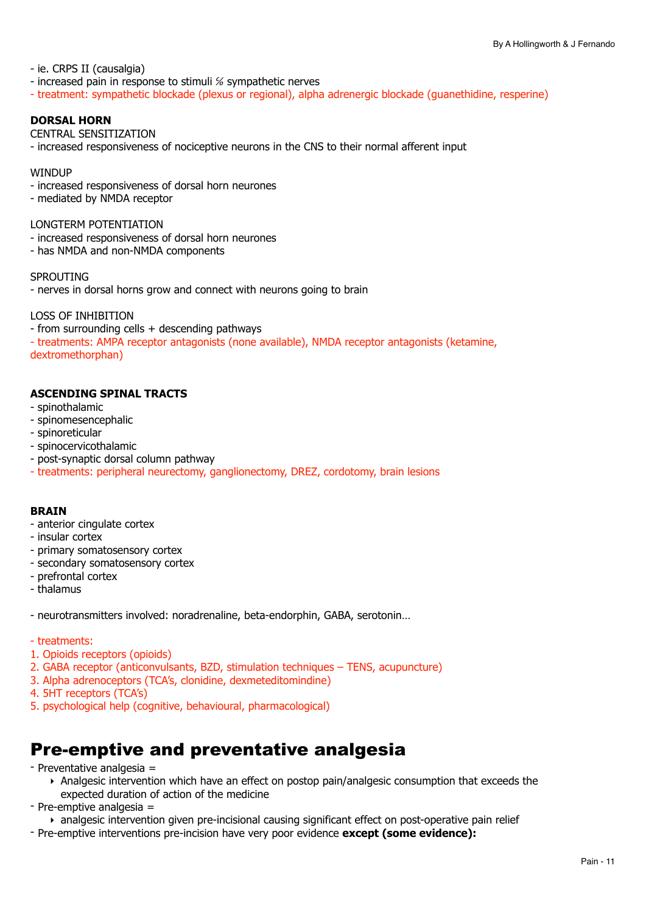- ie. CRPS II (causalgia)
- increased pain in response to stimuli ℅ sympathetic nerves
- treatment: sympathetic blockade (plexus or regional), alpha adrenergic blockade (guanethidine, resperine)

**DORSAL HORN**

CENTRAL SENSITIZATION
- increased responsiveness of nociceptive neurons in the CNS to their normal afferent input

WINDUP
- increased responsiveness of dorsal horn neurones
- mediated by NMDA receptor

LONGTERM POTENTIATION
- increased responsiveness of dorsal horn neurones
- has NMDA and non-NMDA components

SPROUTING
- nerves in dorsal horns grow and connect with neurons going to brain

LOSS OF INHIBITION
- from surrounding cells + descending pathways
- treatments: AMPA receptor antagonists (none available), NMDA receptor antagonists (ketamine, dextromethorphan)

**ASCENDING SPINAL TRACTS**
- spinothalamic
- spinomesencephalic
- spinoreticular
- spinocervicothalamic
- post-synaptic dorsal column pathway
- treatments: peripheral neurectomy, ganglionectomy, DREZ, cordotomy, brain lesions

**BRAIN**
- anterior cingulate cortex
- insular cortex
- primary somatosensory cortex
- secondary somatosensory cortex
- prefrontal cortex
- thalamus

- neurotransmitters involved: noradrenaline, beta-endorphin, GABA, serotonin…

- treatments:
1. Opioids receptors (opioids)
2. GABA receptor (anticonvulsants, BZD, stimulation techniques – TENS, acupuncture)
3. Alpha adrenoceptors (TCA's, clonidine, dexmeteditomindine)
4. 5HT receptors (TCA's)
5. psychological help (cognitive, behavioural, pharmacological)

# Pre-emptive and preventative analgesia

- Preventative analgesia =
  - Analgesic intervention which have an effect on postop pain/analgesic consumption that exceeds the expected duration of action of the medicine
- Pre-emptive analgesia =
  - analgesic intervention given pre-incisional causing significant effect on post-operative pain relief
- Pre-emptive interventions pre-incision have very poor evidence **except (some evidence):**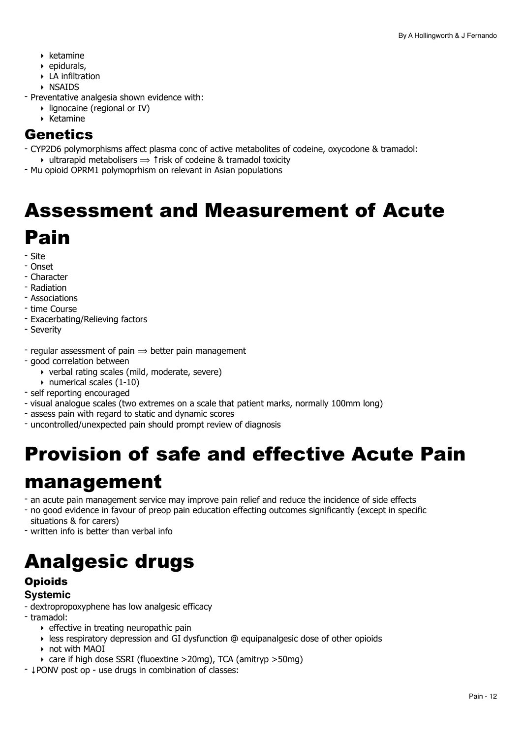- ketamine
  - epidurals,
  - LA infiltration
  - NSAIDS
- Preventative analgesia shown evidence with:
  - lignocaine (regional or IV)
  - Ketamine

## Genetics

- CYP2D6 polymorphisms affect plasma conc of active metabolites of codeine, oxycodone & tramadol:
  - ultrarapid metabolisers ⟹ ↑risk of codeine & tramadol toxicity
- Mu opioid OPRM1 polymoprhism on relevant in Asian populations

# Assessment and Measurement of Acute Pain

- Site
- Onset
- Character
- Radiation
- Associations
- time Course
- Exacerbating/Relieving factors
- Severity

- regular assessment of pain ⟹ better pain management
- good correlation between
  - verbal rating scales (mild, moderate, severe)
  - numerical scales (1-10)
- self reporting encouraged
- visual analogue scales (two extremes on a scale that patient marks, normally 100mm long)
- assess pain with regard to static and dynamic scores
- uncontrolled/unexpected pain should prompt review of diagnosis

# Provision of safe and effective Acute Pain management

- an acute pain management service may improve pain relief and reduce the incidence of side effects
- no good evidence in favour of preop pain education effecting outcomes significantly (except in specific situations & for carers)
- written info is better than verbal info

# Analgesic drugs

### Opioids

#### Systemic

- dextropropoxyphene has low analgesic efficacy
- tramadol:
  - effective in treating neuropathic pain
  - less respiratory depression and GI dysfunction @ equipanalgesic dose of other opioids
  - not with MAOI
  - care if high dose SSRI (fluoextine >20mg), TCA (amitryp >50mg)
- ↓PONV post op - use drugs in combination of classes: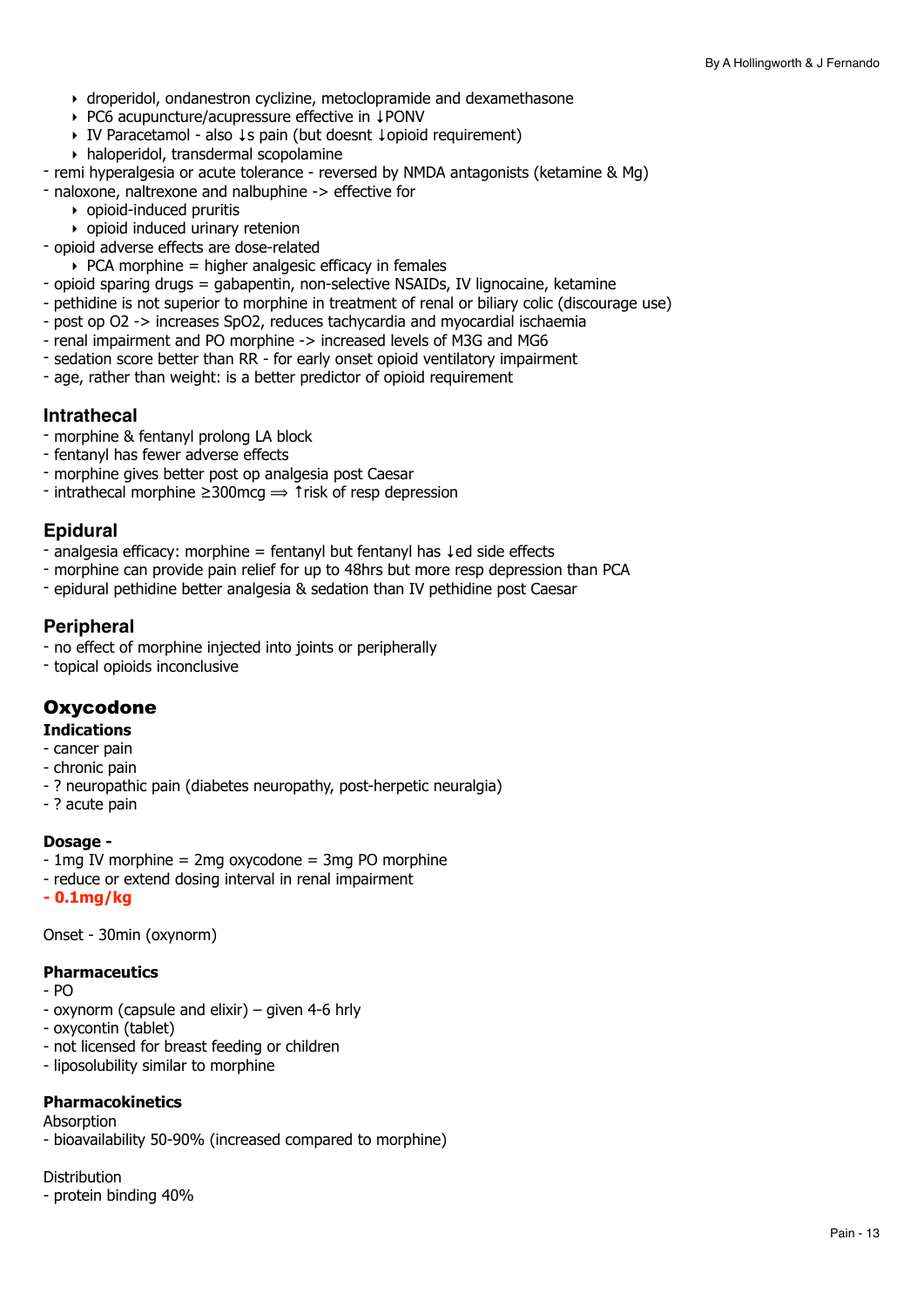- droperidol, ondanestron cyclizine, metoclopramide and dexamethasone
  - PC6 acupuncture/acupressure effective in ↓PONV
  - IV Paracetamol - also ↓s pain (but doesnt ↓opioid requirement)
  - haloperidol, transdermal scopolamine
- remi hyperalgesia or acute tolerance - reversed by NMDA antagonists (ketamine & Mg)
- naloxone, naltrexone and nalbuphine -> effective for
  - opioid-induced pruritis
  - opioid induced urinary retenion
- opioid adverse effects are dose-related
  - PCA morphine = higher analgesic efficacy in females
- opioid sparing drugs = gabapentin, non-selective NSAIDs, IV lignocaine, ketamine
- pethidine is not superior to morphine in treatment of renal or biliary colic (discourage use)
- post op O2 -> increases SpO2, reduces tachycardia and myocardial ischaemia
- renal impairment and PO morphine -> increased levels of M3G and MG6
- sedation score better than RR - for early onset opioid ventilatory impairment
- age, rather than weight: is a better predictor of opioid requirement

## Intrathecal

- morphine & fentanyl prolong LA block
- fentanyl has fewer adverse effects
- morphine gives better post op analgesia post Caesar
- intrathecal morphine ≥300mcg ⟹ ↑risk of resp depression

## Epidural

- analgesia efficacy: morphine = fentanyl but fentanyl has ↓ed side effects
- morphine can provide pain relief for up to 48hrs but more resp depression than PCA
- epidural pethidine better analgesia & sedation than IV pethidine post Caesar

## Peripheral

- no effect of morphine injected into joints or peripherally
- topical opioids inconclusive

## Oxycodone

### Indications

- cancer pain
- chronic pain
- ? neuropathic pain (diabetes neuropathy, post-herpetic neuralgia)
- ? acute pain

### Dosage -

- 1mg IV morphine = 2mg oxycodone = 3mg PO morphine
- reduce or extend dosing interval in renal impairment
- **0.1mg/kg**

Onset - 30min (oxynorm)

### Pharmaceutics

- PO
- oxynorm (capsule and elixir) – given 4-6 hrly
- oxycontin (tablet)
- not licensed for breast feeding or children
- liposolubility similar to morphine

### Pharmacokinetics

Absorption

- bioavailability 50-90% (increased compared to morphine)

Distribution

- protein binding 40%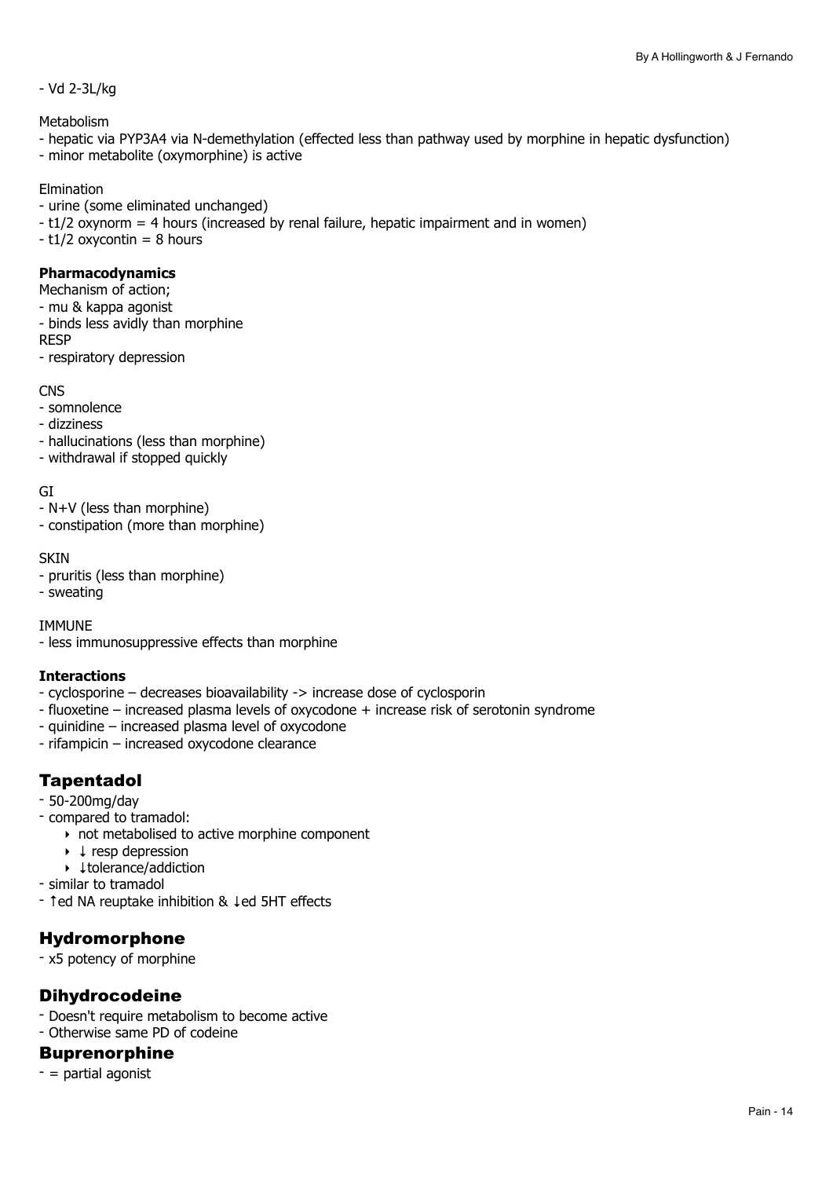- Vd 2-3L/kg

Metabolism
- hepatic via PYP3A4 via N-demethylation (effected less than pathway used by morphine in hepatic dysfunction)
- minor metabolite (oxymorphine) is active

Elmination
- urine (some eliminated unchanged)
- t1/2 oxynorm = 4 hours (increased by renal failure, hepatic impairment and in women)
- t1/2 oxycontin = 8 hours

**Pharmacodynamics**

Mechanism of action;
- mu & kappa agonist
- binds less avidly than morphine

RESP
- respiratory depression

CNS
- somnolence
- dizziness
- hallucinations (less than morphine)
- withdrawal if stopped quickly

GI
- N+V (less than morphine)
- constipation (more than morphine)

SKIN
- pruritis (less than morphine)
- sweating

IMMUNE
- less immunosuppressive effects than morphine

**Interactions**
- cyclosporine – decreases bioavailability -> increase dose of cyclosporin
- fluoxetine – increased plasma levels of oxycodone + increase risk of serotonin syndrome
- quinidine – increased plasma level of oxycodone
- rifampicin – increased oxycodone clearance

## Tapentadol

- 50-200mg/day
- compared to tramadol:
  - not metabolised to active morphine component
  - ↓ resp depression
  - ↓tolerance/addiction
- similar to tramadol
- ↑ed NA reuptake inhibition & ↓ed 5HT effects

## Hydromorphone

- x5 potency of morphine

## Dihydrocodeine

- Doesn't require metabolism to become active
- Otherwise same PD of codeine

## Buprenorphine

- = partial agonist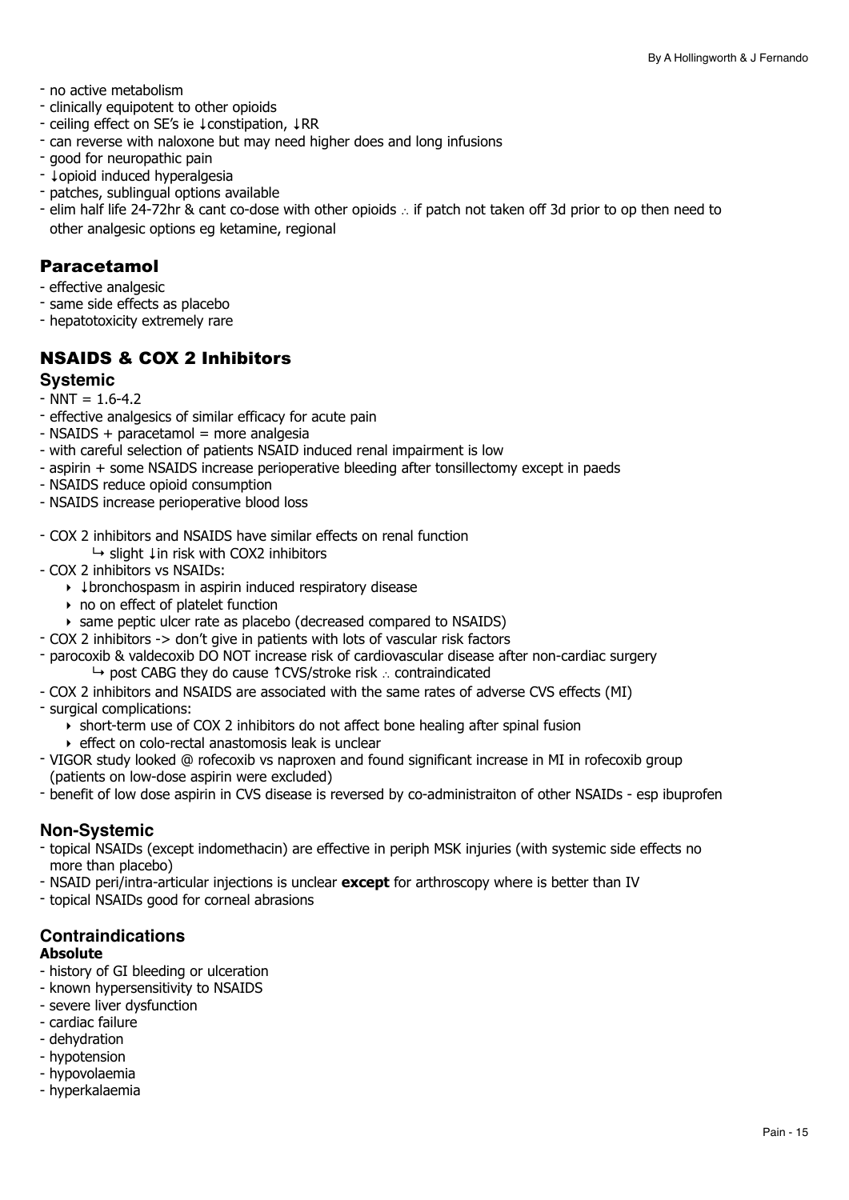- no active metabolism
- clinically equipotent to other opioids
- ceiling effect on SE's ie ↓constipation, ↓RR
- can reverse with naloxone but may need higher does and long infusions
- good for neuropathic pain
- ↓opioid induced hyperalgesia
- patches, sublingual options available
- elim half life 24-72hr & cant co-dose with other opioids ∴ if patch not taken off 3d prior to op then need to other analgesic options eg ketamine, regional

## Paracetamol

- effective analgesic
- same side effects as placebo
- hepatotoxicity extremely rare

## NSAIDS & COX 2 Inhibitors

### Systemic

- NNT = 1.6-4.2
- effective analgesics of similar efficacy for acute pain
- NSAIDS + paracetamol = more analgesia
- with careful selection of patients NSAID induced renal impairment is low
- aspirin + some NSAIDS increase perioperative bleeding after tonsillectomy except in paeds
- NSAIDS reduce opioid consumption
- NSAIDS increase perioperative blood loss

- COX 2 inhibitors and NSAIDS have similar effects on renal function
  - ↳ slight ↓in risk with COX2 inhibitors
- COX 2 inhibitors vs NSAIDs:
  - ↓bronchospasm in aspirin induced respiratory disease
  - no on effect of platelet function
  - same peptic ulcer rate as placebo (decreased compared to NSAIDS)
- COX 2 inhibitors -> don't give in patients with lots of vascular risk factors
- parocoxib & valdecoxib DO NOT increase risk of cardiovascular disease after non-cardiac surgery
  - ↳ post CABG they do cause ↑CVS/stroke risk ∴ contraindicated
- COX 2 inhibitors and NSAIDS are associated with the same rates of adverse CVS effects (MI)
- surgical complications:
  - short-term use of COX 2 inhibitors do not affect bone healing after spinal fusion
  - effect on colo-rectal anastomosis leak is unclear
- VIGOR study looked @ rofecoxib vs naproxen and found significant increase in MI in rofecoxib group (patients on low-dose aspirin were excluded)
- benefit of low dose aspirin in CVS disease is reversed by co-administraiton of other NSAIDs - esp ibuprofen

### Non-Systemic

- topical NSAIDs (except indomethacin) are effective in periph MSK injuries (with systemic side effects no more than placebo)
- NSAID peri/intra-articular injections is unclear **except** for arthroscopy where is better than IV
- topical NSAIDs good for corneal abrasions

### Contraindications

#### Absolute

- history of GI bleeding or ulceration
- known hypersensitivity to NSAIDS
- severe liver dysfunction
- cardiac failure
- dehydration
- hypotension
- hypovolaemia
- hyperkalaemia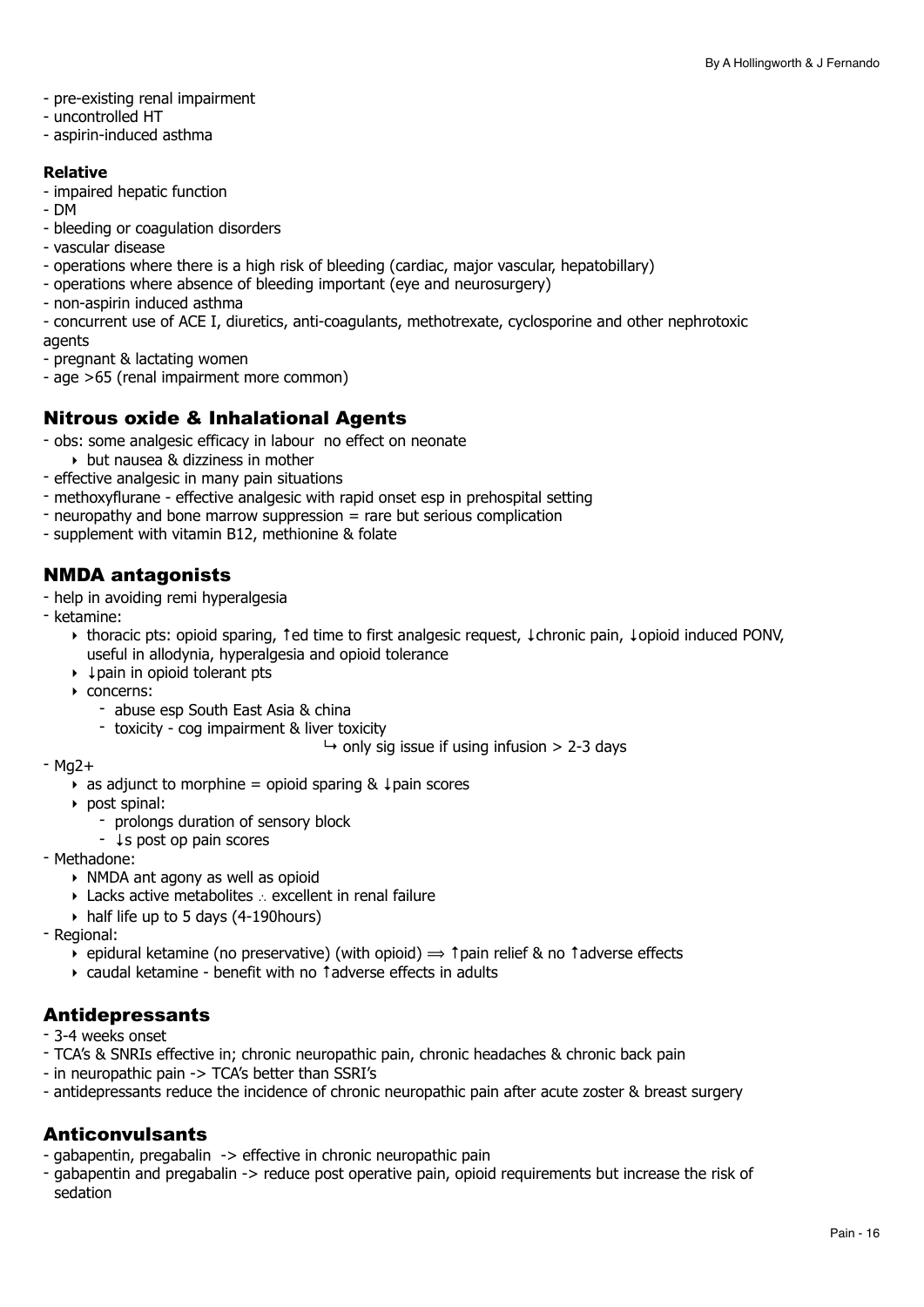- pre-existing renal impairment
- uncontrolled HT
- aspirin-induced asthma

**Relative**
- impaired hepatic function
- DM
- bleeding or coagulation disorders
- vascular disease
- operations where there is a high risk of bleeding (cardiac, major vascular, hepatobillary)
- operations where absence of bleeding important (eye and neurosurgery)
- non-aspirin induced asthma
- concurrent use of ACE I, diuretics, anti-coagulants, methotrexate, cyclosporine and other nephrotoxic agents
- pregnant & lactating women
- age >65 (renal impairment more common)

## Nitrous oxide & Inhalational Agents

- obs: some analgesic efficacy in labour  no effect on neonate
    - but nausea & dizziness in mother
- effective analgesic in many pain situations
- methoxyflurane - effective analgesic with rapid onset esp in prehospital setting
- neuropathy and bone marrow suppression = rare but serious complication
- supplement with vitamin B12, methionine & folate

## NMDA antagonists

- help in avoiding remi hyperalgesia
- ketamine:
    - thoracic pts: opioid sparing, ↑ed time to first analgesic request, ↓chronic pain, ↓opioid induced PONV, useful in allodynia, hyperalgesia and opioid tolerance
    - ↓pain in opioid tolerant pts
    - concerns:
        - abuse esp South East Asia & china
        - toxicity - cog impairment & liver toxicity
          ↪ only sig issue if using infusion > 2-3 days
- $Mg^{2+}$
    - as adjunct to morphine = opioid sparing & ↓pain scores
    - post spinal:
        - prolongs duration of sensory block
        - ↓s post op pain scores
- Methadone:
    - NMDA ant agony as well as opioid
    - Lacks active metabolites ∴ excellent in renal failure
    - half life up to 5 days (4-190hours)
- Regional:
    - epidural ketamine (no preservative) (with opioid) ⟹ ↑pain relief & no ↑adverse effects
    - caudal ketamine - benefit with no ↑adverse effects in adults

## Antidepressants

- 3-4 weeks onset
- TCA's & SNRIs effective in; chronic neuropathic pain, chronic headaches & chronic back pain
- in neuropathic pain -> TCA's better than SSRI's
- antidepressants reduce the incidence of chronic neuropathic pain after acute zoster & breast surgery

## Anticonvulsants

- gabapentin, pregabalin  -> effective in chronic neuropathic pain
- gabapentin and pregabalin -> reduce post operative pain, opioid requirements but increase the risk of sedation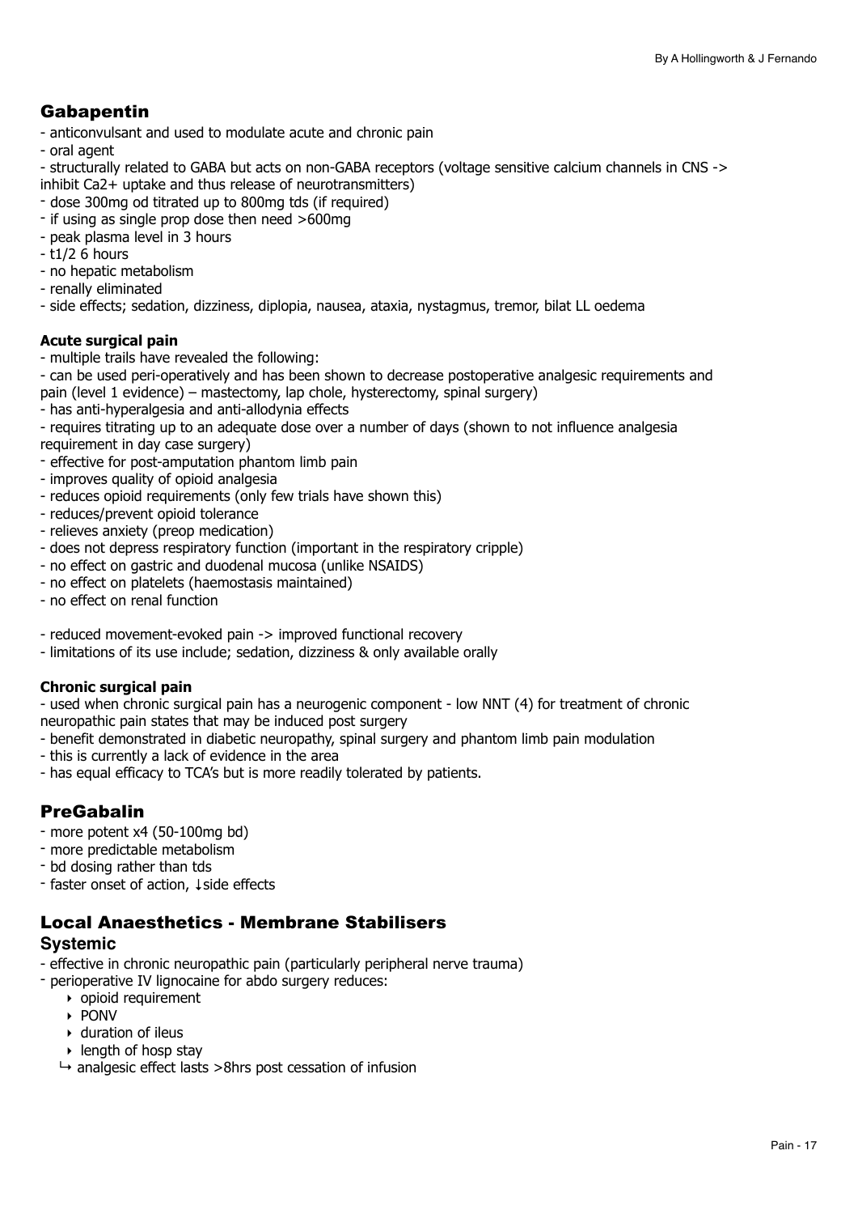## Gabapentin

- anticonvulsant and used to modulate acute and chronic pain
- oral agent
- structurally related to GABA but acts on non-GABA receptors (voltage sensitive calcium channels in CNS -> inhibit $Ca^{2+}$ uptake and thus release of neurotransmitters)
- dose 300mg od titrated up to 800mg tds (if required)
- if using as single prop dose then need >600mg
- peak plasma level in 3 hours
- t1/2 6 hours
- no hepatic metabolism
- renally eliminated
- side effects; sedation, dizziness, diplopia, nausea, ataxia, nystagmus, tremor, bilat LL oedema

**Acute surgical pain**

- multiple trails have revealed the following:
- can be used peri-operatively and has been shown to decrease postoperative analgesic requirements and pain (level 1 evidence) – mastectomy, lap chole, hysterectomy, spinal surgery)
- has anti-hyperalgesia and anti-allodynia effects
- requires titrating up to an adequate dose over a number of days (shown to not influence analgesia requirement in day case surgery)
- effective for post-amputation phantom limb pain
- improves quality of opioid analgesia
- reduces opioid requirements (only few trials have shown this)
- reduces/prevent opioid tolerance
- relieves anxiety (preop medication)
- does not depress respiratory function (important in the respiratory cripple)
- no effect on gastric and duodenal mucosa (unlike NSAIDS)
- no effect on platelets (haemostasis maintained)
- no effect on renal function

- reduced movement-evoked pain -> improved functional recovery
- limitations of its use include; sedation, dizziness & only available orally

**Chronic surgical pain**

- used when chronic surgical pain has a neurogenic component - low NNT (4) for treatment of chronic neuropathic pain states that may be induced post surgery
- benefit demonstrated in diabetic neuropathy, spinal surgery and phantom limb pain modulation
- this is currently a lack of evidence in the area
- has equal efficacy to TCA's but is more readily tolerated by patients.

## PreGabalin

- more potent x4 (50-100mg bd)
- more predictable metabolism
- bd dosing rather than tds
- faster onset of action, ↓side effects

## Local Anaesthetics - Membrane Stabilisers

### Systemic

- effective in chronic neuropathic pain (particularly peripheral nerve trauma)
- perioperative IV lignocaine for abdo surgery reduces:
  - opioid requirement
  - PONV
  - duration of ileus
  - length of hosp stay
  
  ↳ analgesic effect lasts >8hrs post cessation of infusion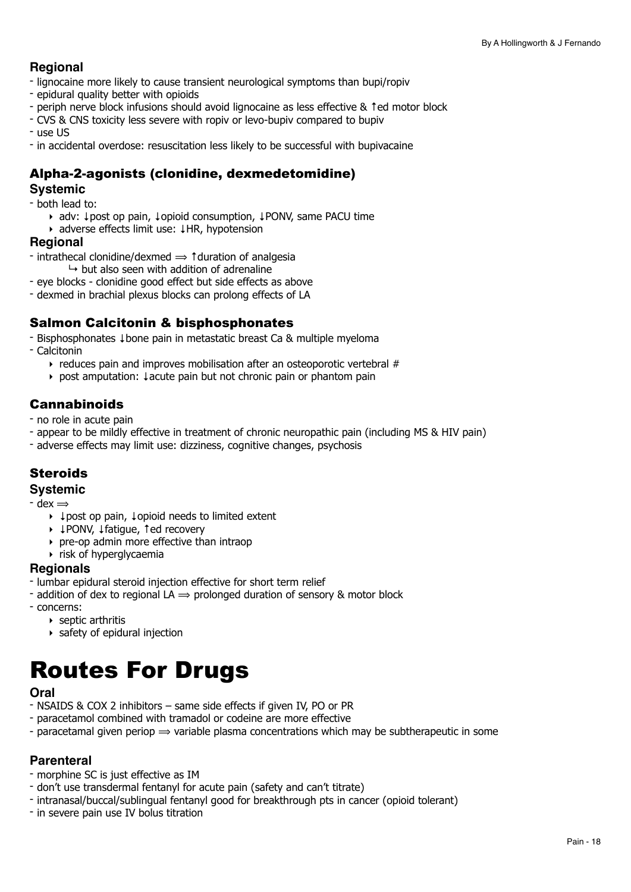### Regional

- lignocaine more likely to cause transient neurological symptoms than bupi/ropiv
- epidural quality better with opioids
- periph nerve block infusions should avoid lignocaine as less effective & ↑ed motor block
- CVS & CNS toxicity less severe with ropiv or levo-bupiv compared to bupiv
- use US
- in accidental overdose: resuscitation less likely to be successful with bupivacaine

## Alpha-2-agonists (clonidine, dexmedetomidine)

### Systemic

- both lead to:
    - adv: ↓post op pain, ↓opioid consumption, ↓PONV, same PACU time
    - adverse effects limit use: ↓HR, hypotension

### Regional

- intrathecal clonidine/dexmed ⟹ ↑duration of analgesia
    - ↳ but also seen with addition of adrenaline
- eye blocks - clonidine good effect but side effects as above
- dexmed in brachial plexus blocks can prolong effects of LA

## Salmon Calcitonin & bisphosphonates

- Bisphosphonates ↓bone pain in metastatic breast Ca & multiple myeloma
- Calcitonin
    - reduces pain and improves mobilisation after an osteoporotic vertebral #
    - post amputation: ↓acute pain but not chronic pain or phantom pain

## Cannabinoids

- no role in acute pain
- appear to be mildly effective in treatment of chronic neuropathic pain (including MS & HIV pain)
- adverse effects may limit use: dizziness, cognitive changes, psychosis

## Steroids

### Systemic

- dex ⟹
    - ↓post op pain, ↓opioid needs to limited extent
    - ↓PONV, ↓fatigue, ↑ed recovery
    - pre-op admin more effective than intraop
    - risk of hyperglycaemia

### Regionals

- lumbar epidural steroid injection effective for short term relief
- addition of dex to regional LA ⟹ prolonged duration of sensory & motor block
- concerns:
    - septic arthritis
    - safety of epidural injection

# Routes For Drugs

### Oral

- NSAIDS & COX 2 inhibitors – same side effects if given IV, PO or PR
- paracetamol combined with tramadol or codeine are more effective
- paracetamal given periop ⟹ variable plasma concentrations which may be subtherapeutic in some

### Parenteral

- morphine SC is just effective as IM
- don't use transdermal fentanyl for acute pain (safety and can't titrate)
- intranasal/buccal/sublingual fentanyl good for breakthrough pts in cancer (opioid tolerant)
- in severe pain use IV bolus titration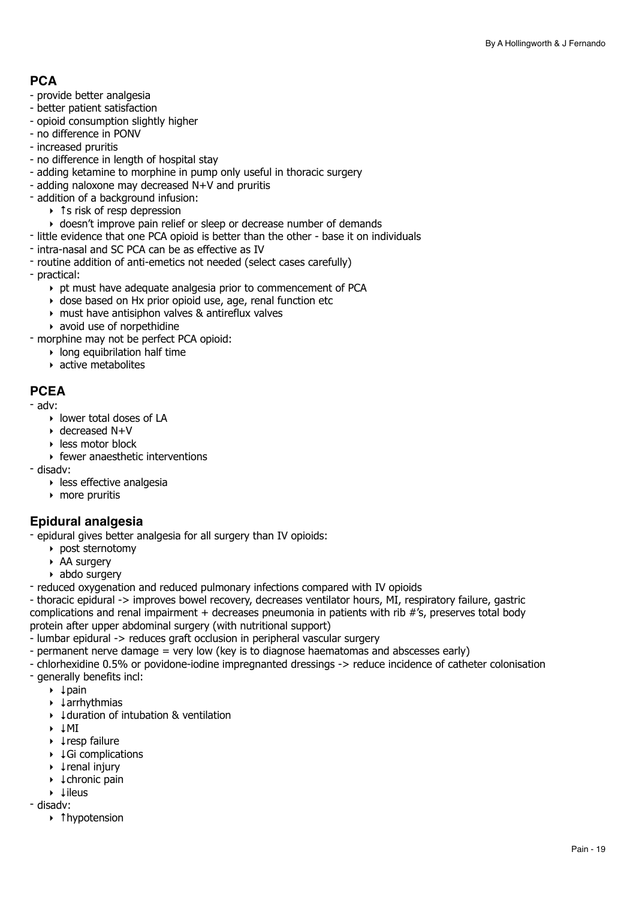## PCA

- provide better analgesia
- better patient satisfaction
- opioid consumption slightly higher
- no difference in PONV
- increased pruritis
- no difference in length of hospital stay
- adding ketamine to morphine in pump only useful in thoracic surgery
- adding naloxone may decreased N+V and pruritis
- addition of a background infusion:
    - ↑s risk of resp depression
    - doesn't improve pain relief or sleep or decrease number of demands
- little evidence that one PCA opioid is better than the other - base it on individuals
- intra-nasal and SC PCA can be as effective as IV
- routine addition of anti-emetics not needed (select cases carefully)
- practical:
    - pt must have adequate analgesia prior to commencement of PCA
    - dose based on Hx prior opioid use, age, renal function etc
    - must have antisiphon valves & antireflux valves
    - avoid use of norpethidine
- morphine may not be perfect PCA opioid:
    - long equibrilation half time
    - active metabolites

## PCEA

- adv:
    - lower total doses of LA
    - decreased N+V
    - less motor block
    - fewer anaesthetic interventions
- disadv:
    - less effective analgesia
    - more pruritis

## Epidural analgesia

- epidural gives better analgesia for all surgery than IV opioids:
    - post sternotomy
    - AA surgery
    - abdo surgery
- reduced oxygenation and reduced pulmonary infections compared with IV opioids
- thoracic epidural -> improves bowel recovery, decreases ventilator hours, MI, respiratory failure, gastric complications and renal impairment + decreases pneumonia in patients with rib #'s, preserves total body protein after upper abdominal surgery (with nutritional support)
- lumbar epidural -> reduces graft occlusion in peripheral vascular surgery
- permanent nerve damage = very low (key is to diagnose haematomas and abscesses early)
- chlorhexidine 0.5% or povidone-iodine impregnanted dressings -> reduce incidence of catheter colonisation
- generally benefits incl:
    - ↓pain
    - ↓arrhythmias
    - ↓duration of intubation & ventilation
    - ↓MI
    - ↓resp failure
    - ↓Gi complications
    - ↓renal injury
    - ↓chronic pain
    - ↓ileus
- disadv:
    - ↑hypotension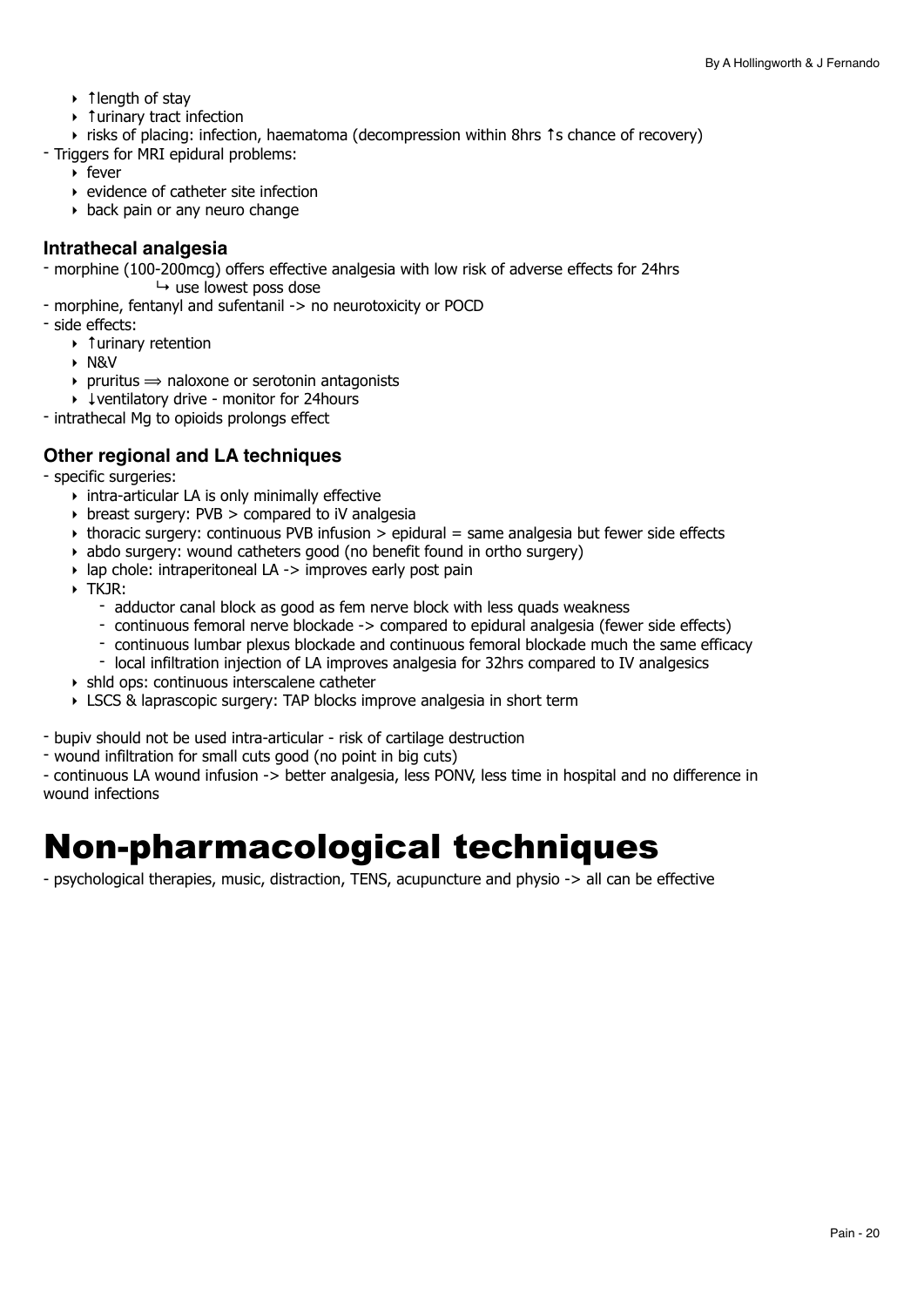- ↑length of stay
- ↑urinary tract infection
- risks of placing: infection, haematoma (decompression within 8hrs ↑s chance of recovery)

- Triggers for MRI epidural problems:
  - fever
  - evidence of catheter site infection
  - back pain or any neuro change

### Intrathecal analgesia

- morphine (100-200mcg) offers effective analgesia with low risk of adverse effects for 24hrs
  ↳ use lowest poss dose
- morphine, fentanyl and sufentanil -> no neurotoxicity or POCD
- side effects:
  - ↑urinary retention
  - N&V
  - pruritus ⟹ naloxone or serotonin antagonists
  - ↓ventilatory drive - monitor for 24hours
- intrathecal Mg to opioids prolongs effect

### Other regional and LA techniques

- specific surgeries:
  - intra-articular LA is only minimally effective
  - breast surgery: PVB > compared to iV analgesia
  - thoracic surgery: continuous PVB infusion > epidural = same analgesia but fewer side effects
  - abdo surgery: wound catheters good (no benefit found in ortho surgery)
  - lap chole: intraperitoneal LA -> improves early post pain
  - TKJR:
    - adductor canal block as good as fem nerve block with less quads weakness
    - continuous femoral nerve blockade -> compared to epidural analgesia (fewer side effects)
    - continuous lumbar plexus blockade and continuous femoral blockade much the same efficacy
    - local infiltration injection of LA improves analgesia for 32hrs compared to IV analgesics
  - shld ops: continuous interscalene catheter
  - LSCS & laprascopic surgery: TAP blocks improve analgesia in short term

- bupiv should not be used intra-articular - risk of cartilage destruction
- wound infiltration for small cuts good (no point in big cuts)
- continuous LA wound infusion -> better analgesia, less PONV, less time in hospital and no difference in wound infections

# Non-pharmacological techniques

- psychological therapies, music, distraction, TENS, acupuncture and physio -> all can be effective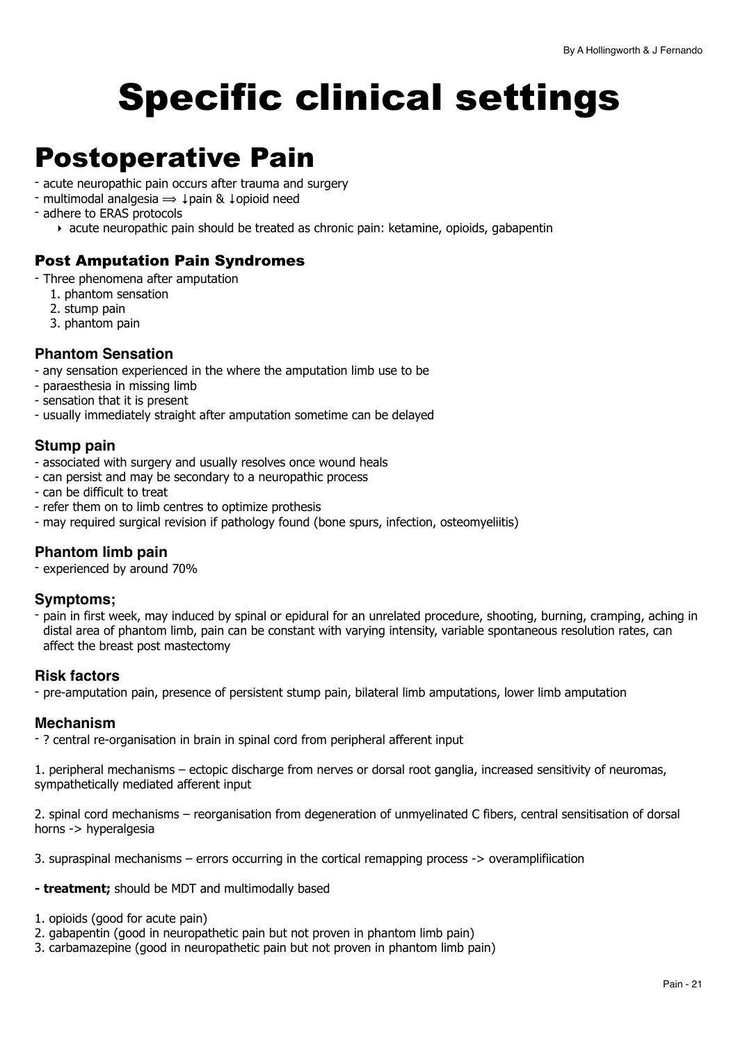# Specific clinical settings

# Postoperative Pain

- acute neuropathic pain occurs after trauma and surgery
- multimodal analgesia ⟹ ↓pain & ↓opioid need
- adhere to ERAS protocols
    - acute neuropathic pain should be treated as chronic pain: ketamine, opioids, gabapentin

### Post Amputation Pain Syndromes

- Three phenomena after amputation
    1. phantom sensation
    2. stump pain
    3. phantom pain

#### Phantom Sensation

- any sensation experienced in the where the amputation limb use to be
- paraesthesia in missing limb
- sensation that it is present
- usually immediately straight after amputation sometime can be delayed

#### Stump pain

- associated with surgery and usually resolves once wound heals
- can persist and may be secondary to a neuropathic process
- can be difficult to treat
- refer them on to limb centres to optimize prothesis
- may required surgical revision if pathology found (bone spurs, infection, osteomyeliitis)

#### Phantom limb pain

- experienced by around 70%

#### Symptoms;

- pain in first week, may induced by spinal or epidural for an unrelated procedure, shooting, burning, cramping, aching in distal area of phantom limb, pain can be constant with varying intensity, variable spontaneous resolution rates, can affect the breast post mastectomy

#### Risk factors

- pre-amputation pain, presence of persistent stump pain, bilateral limb amputations, lower limb amputation

#### Mechanism

- ? central re-organisation in brain in spinal cord from peripheral afferent input

1. peripheral mechanisms – ectopic discharge from nerves or dorsal root ganglia, increased sensitivity of neuromas, sympathetically mediated afferent input

2. spinal cord mechanisms – reorganisation from degeneration of unmyelinated C fibers, central sensitisation of dorsal horns -> hyperalgesia

3. supraspinal mechanisms – errors occurring in the cortical remapping process -> overamplifiication

**- treatment;** should be MDT and multimodally based

1. opioids (good for acute pain)
2. gabapentin (good in neuropathetic pain but not proven in phantom limb pain)
3. carbamazepine (good in neuropathetic pain but not proven in phantom limb pain)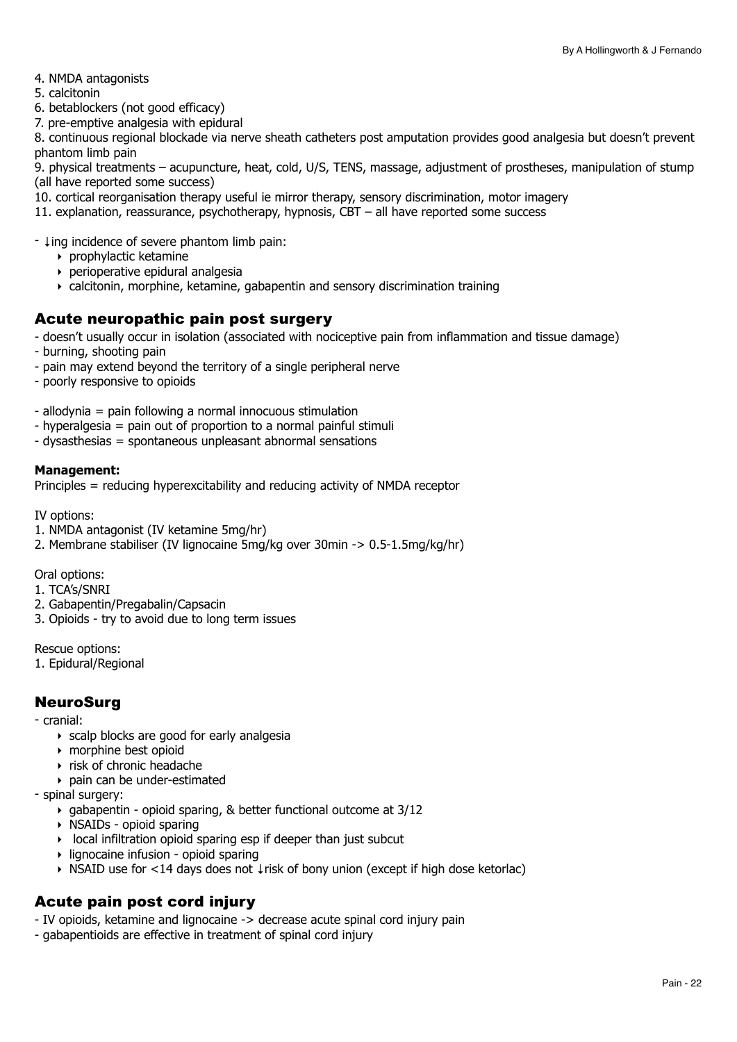4. NMDA antagonists
5. calcitonin
6. betablockers (not good efficacy)
7. pre-emptive analgesia with epidural
8. continuous regional blockade via nerve sheath catheters post amputation provides good analgesia but doesn't prevent phantom limb pain
9. physical treatments – acupuncture, heat, cold, U/S, TENS, massage, adjustment of prostheses, manipulation of stump (all have reported some success)
10. cortical reorganisation therapy useful ie mirror therapy, sensory discrimination, motor imagery
11. explanation, reassurance, psychotherapy, hypnosis, CBT – all have reported some success

- ↓ing incidence of severe phantom limb pain:
    - prophylactic ketamine
    - perioperative epidural analgesia
    - calcitonin, morphine, ketamine, gabapentin and sensory discrimination training

## Acute neuropathic pain post surgery

- doesn't usually occur in isolation (associated with nociceptive pain from inflammation and tissue damage)
- burning, shooting pain
- pain may extend beyond the territory of a single peripheral nerve
- poorly responsive to opioids

- allodynia = pain following a normal innocuous stimulation
- hyperalgesia = pain out of proportion to a normal painful stimuli
- dysasthesias = spontaneous unpleasant abnormal sensations

**Management:**
Principles = reducing hyperexcitability and reducing activity of NMDA receptor

IV options:
1. NMDA antagonist (IV ketamine 5mg/hr)
2. Membrane stabiliser (IV lignocaine 5mg/kg over 30min -> 0.5-1.5mg/kg/hr)

Oral options:
1. TCA's/SNRI
2. Gabapentin/Pregabalin/Capsacin
3. Opioids - try to avoid due to long term issues

Rescue options:
1. Epidural/Regional

## NeuroSurg

- cranial:
    - scalp blocks are good for early analgesia
    - morphine best opioid
    - risk of chronic headache
    - pain can be under-estimated
- spinal surgery:
    - gabapentin - opioid sparing, & better functional outcome at 3/12
    - NSAIDs - opioid sparing
    - local infiltration opioid sparing esp if deeper than just subcut
    - lignocaine infusion - opioid sparing
    - NSAID use for <14 days does not ↓risk of bony union (except if high dose ketorlac)

## Acute pain post cord injury

- IV opioids, ketamine and lignocaine -> decrease acute spinal cord injury pain
- gabapentioids are effective in treatment of spinal cord injury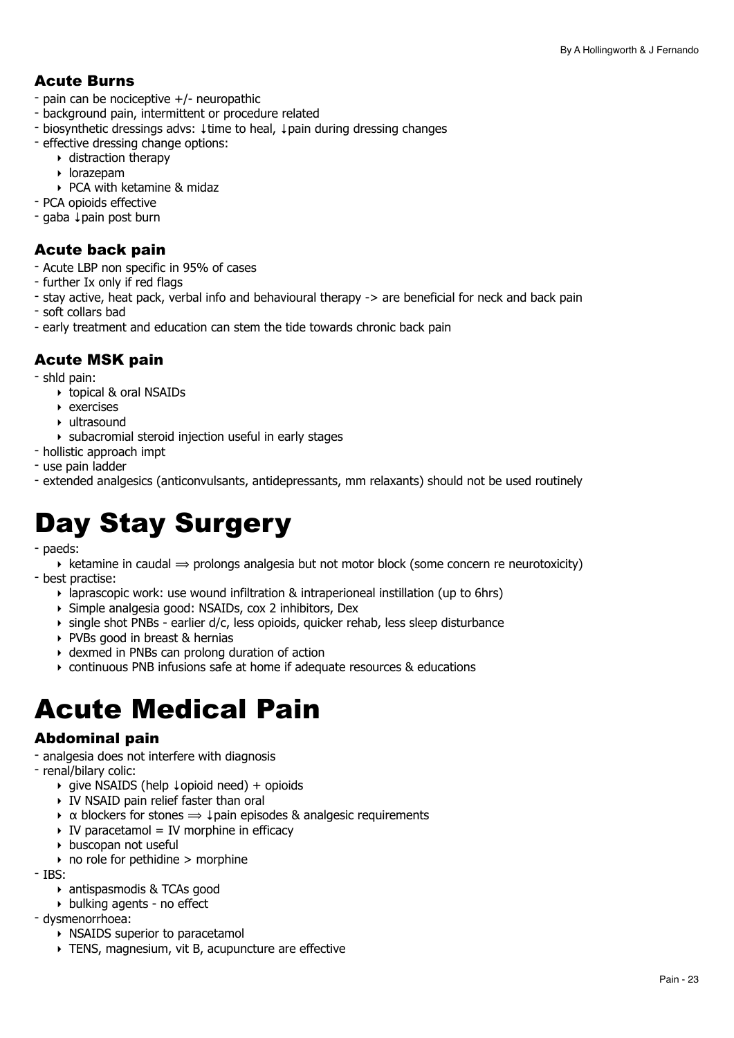### Acute Burns

- pain can be nociceptive +/- neuropathic
- background pain, intermittent or procedure related
- biosynthetic dressings advs: ↓time to heal, ↓pain during dressing changes
- effective dressing change options:
    - distraction therapy
    - lorazepam
    - PCA with ketamine & midaz
- PCA opioids effective
- gaba ↓pain post burn

### Acute back pain

- Acute LBP non specific in 95% of cases
- further Ix only if red flags
- stay active, heat pack, verbal info and behavioural therapy -> are beneficial for neck and back pain
- soft collars bad
- early treatment and education can stem the tide towards chronic back pain

### Acute MSK pain

- shld pain:
    - topical & oral NSAIDs
    - exercises
    - ultrasound
    - subacromial steroid injection useful in early stages
- hollistic approach impt
- use pain ladder
- extended analgesics (anticonvulsants, antidepressants, mm relaxants) should not be used routinely

# Day Stay Surgery

- paeds:
    - ketamine in caudal ⟹ prolongs analgesia but not motor block (some concern re neurotoxicity)
- best practise:
    - laprascopic work: use wound infiltration & intraperioneal instillation (up to 6hrs)
    - Simple analgesia good: NSAIDs, cox 2 inhibitors, Dex
    - single shot PNBs - earlier d/c, less opioids, quicker rehab, less sleep disturbance
    - PVBs good in breast & hernias
    - dexmed in PNBs can prolong duration of action
    - continuous PNB infusions safe at home if adequate resources & educations

# Acute Medical Pain

### Abdominal pain

- analgesia does not interfere with diagnosis
- renal/bilary colic:
    - give NSAIDS (help ↓opioid need) + opioids
    - IV NSAID pain relief faster than oral
    - $\alpha$ blockers for stones ⟹ ↓pain episodes & analgesic requirements
    - IV paracetamol = IV morphine in efficacy
    - buscopan not useful
    - no role for pethidine > morphine
- IBS:
    - antispasmodis & TCAs good
    - bulking agents - no effect
- dysmenorrhoea:
    - NSAIDS superior to paracetamol
    - TENS, magnesium, vit B, acupuncture are effective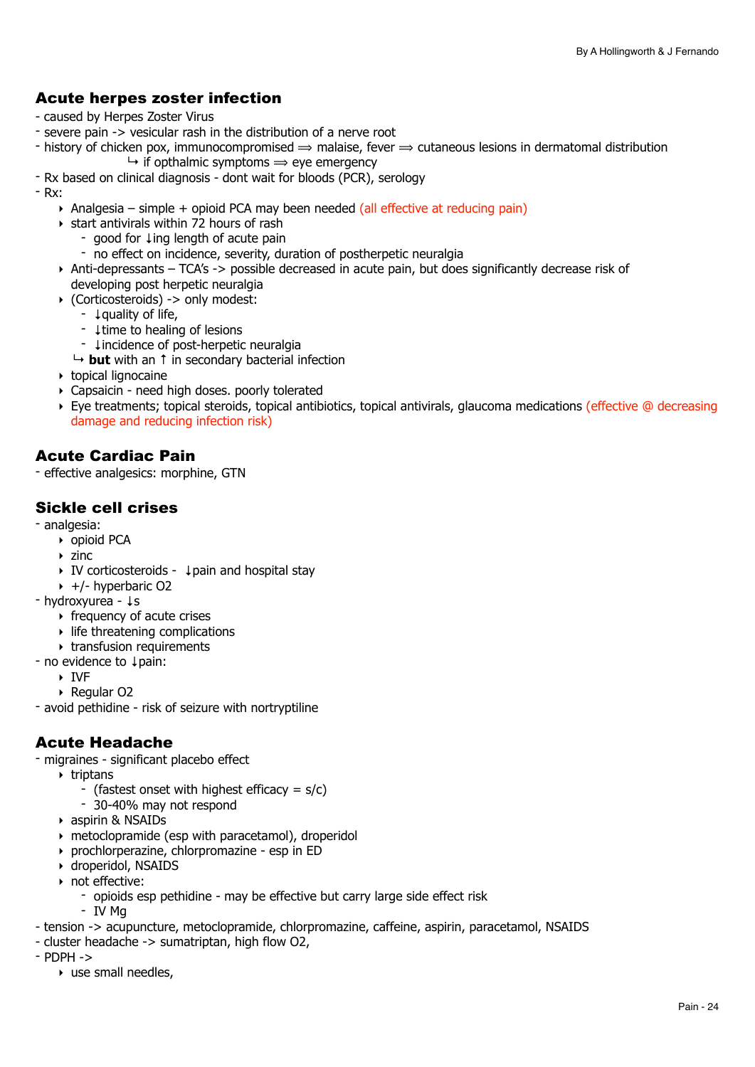## Acute herpes zoster infection

- caused by Herpes Zoster Virus
- severe pain -> vesicular rash in the distribution of a nerve root
- history of chicken pox, immunocompromised ⟹ malaise, fever ⟹ cutaneous lesions in dermatomal distribution
  - ↳ if opthalmic symptoms ⟹ eye emergency
- Rx based on clinical diagnosis - dont wait for bloods (PCR), serology
- Rx:
  - Analgesia – simple + opioid PCA may been needed (all effective at reducing pain)
  - start antivirals within 72 hours of rash
    - good for ↓ing length of acute pain
    - no effect on incidence, severity, duration of postherpetic neuralgia
  - Anti-depressants – TCA's -> possible decreased in acute pain, but does significantly decrease risk of developing post herpetic neuralgia
  - (Corticosteroids) -> only modest:
    - ↓quality of life,
    - ↓time to healing of lesions
    - ↓incidence of post-herpetic neuralgia
    - ↳ **but** with an ↑ in secondary bacterial infection
  - topical lignocaine
  - Capsaicin - need high doses. poorly tolerated
  - Eye treatments; topical steroids, topical antibiotics, topical antivirals, glaucoma medications (effective @ decreasing damage and reducing infection risk)

## Acute Cardiac Pain

- effective analgesics: morphine, GTN

## Sickle cell crises

- analgesia:
  - opioid PCA
  - zinc
  - IV corticosteroids - ↓pain and hospital stay
  - +/- hyperbaric O2
- hydroxyurea - ↓s
  - frequency of acute crises
  - life threatening complications
  - transfusion requirements
- no evidence to ↓pain:
  - IVF
  - Regular O2
- avoid pethidine - risk of seizure with nortryptiline

## Acute Headache

- migraines - significant placebo effect
  - triptans
    - (fastest onset with highest efficacy = s/c)
    - 30-40% may not respond
  - aspirin & NSAIDs
  - metoclopramide (esp with paracetamol), droperidol
  - prochlorperazine, chlorpromazine - esp in ED
  - droperidol, NSAIDS
  - not effective:
    - opioids esp pethidine - may be effective but carry large side effect risk
    - IV Mg
- tension -> acupuncture, metoclopramide, chlorpromazine, caffeine, aspirin, paracetamol, NSAIDS
- cluster headache -> sumatriptan, high flow O2,
- PDPH ->
  - use small needles,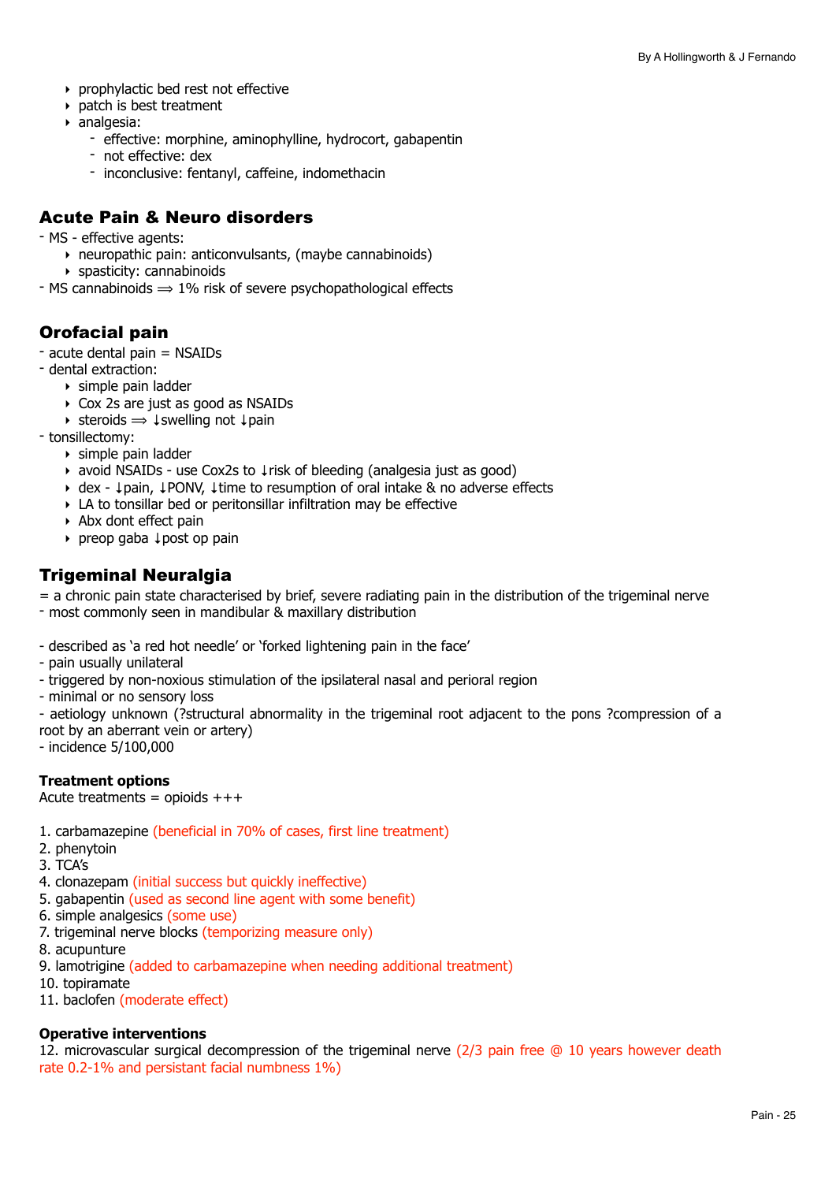- prophylactic bed rest not effective
- patch is best treatment
- analgesia:
    - effective: morphine, aminophylline, hydrocort, gabapentin
    - not effective: dex
    - inconclusive: fentanyl, caffeine, indomethacin

## Acute Pain & Neuro disorders

- MS - effective agents:
    - neuropathic pain: anticonvulsants, (maybe cannabinoids)
    - spasticity: cannabinoids
- MS cannabinoids ⟹ 1% risk of severe psychopathological effects

## Orofacial pain

- acute dental pain = NSAIDs
- dental extraction:
    - simple pain ladder
    - Cox 2s are just as good as NSAIDs
    - steroids ⟹ ↓swelling not ↓pain
- tonsillectomy:
    - simple pain ladder
    - avoid NSAIDs - use Cox2s to ↓risk of bleeding (analgesia just as good)
    - dex - ↓pain, ↓PONV, ↓time to resumption of oral intake & no adverse effects
    - LA to tonsillar bed or peritonsillar infiltration may be effective
    - Abx dont effect pain
    - preop gaba ↓post op pain

## Trigeminal Neuralgia

= a chronic pain state characterised by brief, severe radiating pain in the distribution of the trigeminal nerve
- most commonly seen in mandibular & maxillary distribution

- described as 'a red hot needle' or 'forked lightening pain in the face'
- pain usually unilateral
- triggered by non-noxious stimulation of the ipsilateral nasal and perioral region
- minimal or no sensory loss
- aetiology unknown (?structural abnormality in the trigeminal root adjacent to the pons ?compression of a root by an aberrant vein or artery)
- incidence 5/100,000

**Treatment options**

Acute treatments = opioids +++

1. carbamazepine (beneficial in 70% of cases, first line treatment)
2. phenytoin
3. TCA's
4. clonazepam (initial success but quickly ineffective)
5. gabapentin (used as second line agent with some benefit)
6. simple analgesics (some use)
7. trigeminal nerve blocks (temporizing measure only)
8. acupunture
9. lamotrigine (added to carbamazepine when needing additional treatment)
10. topiramate
11. baclofen (moderate effect)

**Operative interventions**

12. microvascular surgical decompression of the trigeminal nerve (2/3 pain free @ 10 years however death rate 0.2-1% and persistant facial numbness 1%)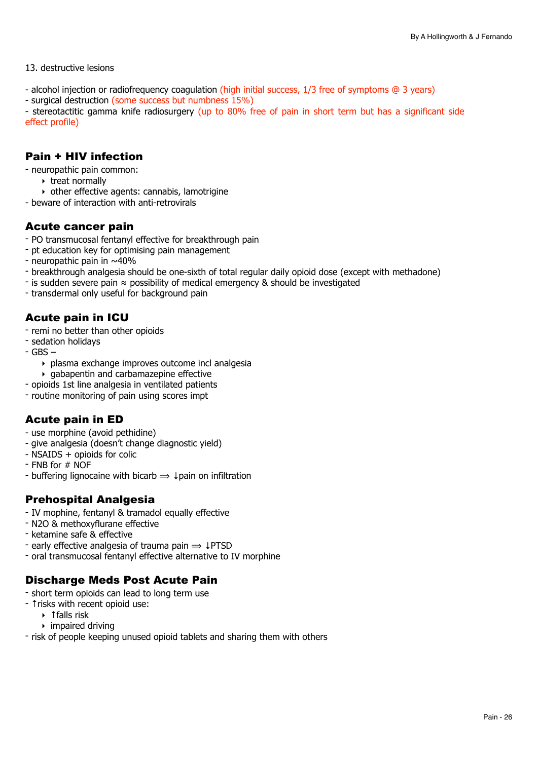13. destructive lesions

- alcohol injection or radiofrequency coagulation (high initial success, 1/3 free of symptoms @ 3 years)
- surgical destruction (some success but numbness 15%)
- stereotactitic gamma knife radiosurgery (up to 80% free of pain in short term but has a significant side effect profile)

## Pain + HIV infection

- neuropathic pain common:
  - treat normally
  - other effective agents: cannabis, lamotrigine
- beware of interaction with anti-retrovirals

## Acute cancer pain

- PO transmucosal fentanyl effective for breakthrough pain
- pt education key for optimising pain management
- neuropathic pain in ~40%
- breakthrough analgesia should be one-sixth of total regular daily opioid dose (except with methadone)
- is sudden severe pain ≈ possibility of medical emergency & should be investigated
- transdermal only useful for background pain

## Acute pain in ICU

- remi no better than other opioids
- sedation holidays
- GBS –
  - plasma exchange improves outcome incl analgesia
  - gabapentin and carbamazepine effective
- opioids 1st line analgesia in ventilated patients
- routine monitoring of pain using scores impt

## Acute pain in ED

- use morphine (avoid pethidine)
- give analgesia (doesn't change diagnostic yield)
- NSAIDS + opioids for colic
- FNB for # NOF
- buffering lignocaine with bicarb ⟹ ↓pain on infiltration

## Prehospital Analgesia

- IV mophine, fentanyl & tramadol equally effective
- $N_2O$ & methoxyflurane effective
- ketamine safe & effective
- early effective analgesia of trauma pain ⟹ ↓PTSD
- oral transmucosal fentanyl effective alternative to IV morphine

## Discharge Meds Post Acute Pain

- short term opioids can lead to long term use
- ↑risks with recent opioid use:
  - ↑falls risk
  - impaired driving
- risk of people keeping unused opioid tablets and sharing them with others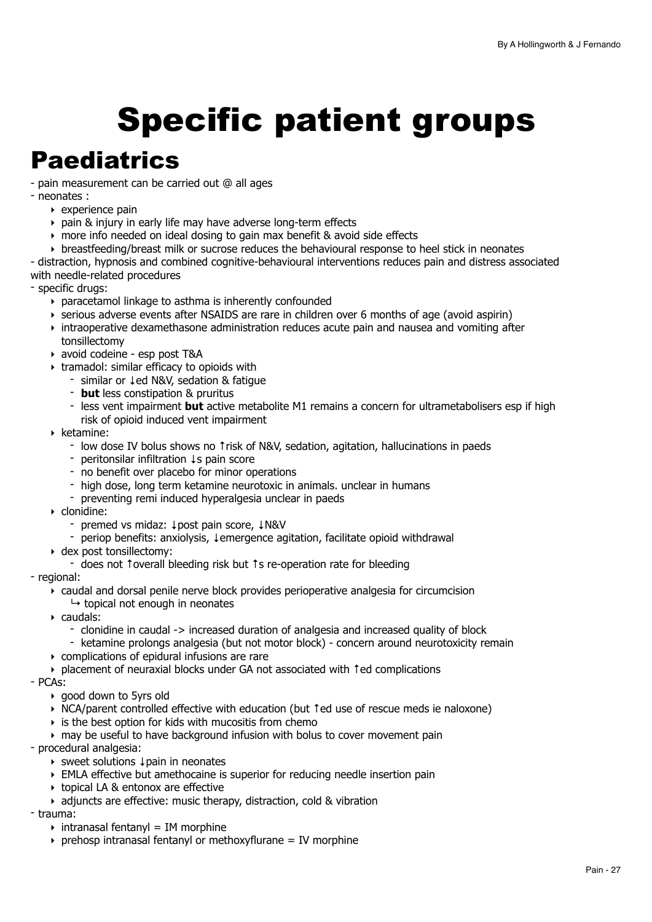# Specific patient groups

## Paediatrics

- pain measurement can be carried out @ all ages
- neonates :
  - experience pain
  - pain & injury in early life may have adverse long-term effects
  - more info needed on ideal dosing to gain max benefit & avoid side effects
  - breastfeeding/breast milk or sucrose reduces the behavioural response to heel stick in neonates
- distraction, hypnosis and combined cognitive-behavioural interventions reduces pain and distress associated with needle-related procedures
- specific drugs:
  - paracetamol linkage to asthma is inherently confounded
  - serious adverse events after NSAIDS are rare in children over 6 months of age (avoid aspirin)
  - intraoperative dexamethasone administration reduces acute pain and nausea and vomiting after tonsillectomy
  - avoid codeine - esp post T&A
  - tramadol: similar efficacy to opioids with
    - similar or ↓ed N&V, sedation & fatigue
    - **but** less constipation & pruritus
    - less vent impairment **but** active metabolite M1 remains a concern for ultrametabolisers esp if high risk of opioid induced vent impairment
  - ketamine:
    - low dose IV bolus shows no ↑risk of N&V, sedation, agitation, hallucinations in paeds
    - peritonsilar infiltration ↓s pain score
    - no benefit over placebo for minor operations
    - high dose, long term ketamine neurotoxic in animals. unclear in humans
    - preventing remi induced hyperalgesia unclear in paeds
  - clonidine:
    - premed vs midaz: ↓post pain score, ↓N&V
    - periop benefits: anxiolysis, ↓emergence agitation, facilitate opioid withdrawal
  - dex post tonsillectomy:
    - does not ↑overall bleeding risk but ↑s re-operation rate for bleeding
- regional:
  - caudal and dorsal penile nerve block provides perioperative analgesia for circumcision
    - ↳ topical not enough in neonates
  - caudals:
    - clonidine in caudal -> increased duration of analgesia and increased quality of block
    - ketamine prolongs analgesia (but not motor block) - concern around neurotoxicity remain
  - complications of epidural infusions are rare
  - placement of neuraxial blocks under GA not associated with ↑ed complications
- PCAs:
  - good down to 5yrs old
  - NCA/parent controlled effective with education (but ↑ed use of rescue meds ie naloxone)
  - is the best option for kids with mucositis from chemo
  - may be useful to have background infusion with bolus to cover movement pain
- procedural analgesia:
  - sweet solutions ↓pain in neonates
  - EMLA effective but amethocaine is superior for reducing needle insertion pain
  - topical LA & entonox are effective
  - adjuncts are effective: music therapy, distraction, cold & vibration
- trauma:
  - intranasal fentanyl = IM morphine
  - prehosp intranasal fentanyl or methoxyflurane = IV morphine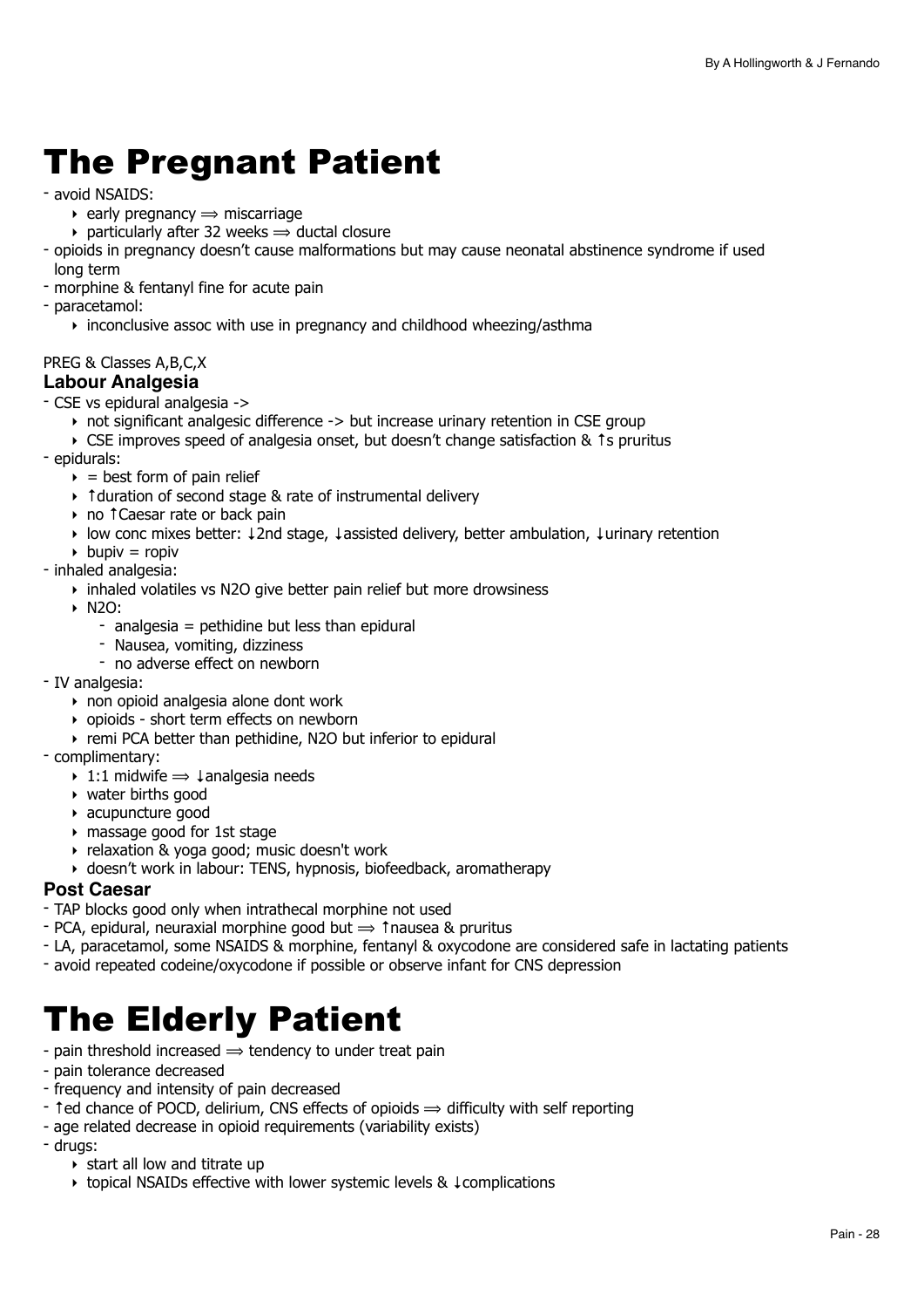# The Pregnant Patient

- avoid NSAIDS:
  - early pregnancy ⟹ miscarriage
  - particularly after 32 weeks ⟹ ductal closure
- opioids in pregnancy doesn't cause malformations but may cause neonatal abstinence syndrome if used long term
- morphine & fentanyl fine for acute pain
- paracetamol:
  - inconclusive assoc with use in pregnancy and childhood wheezing/asthma

PREG & Classes A,B,C,X

### Labour Analgesia

- CSE vs epidural analgesia ->
  - not significant analgesic difference -> but increase urinary retention in CSE group
  - CSE improves speed of analgesia onset, but doesn't change satisfaction & ↑s pruritus
- epidurals:
  - = best form of pain relief
  - ↑duration of second stage & rate of instrumental delivery
  - no ↑Caesar rate or back pain
  - low conc mixes better: ↓2nd stage, ↓assisted delivery, better ambulation, ↓urinary retention
  - bupiv = ropiv
- inhaled analgesia:
  - inhaled volatiles vs $N_2O$ give better pain relief but more drowsiness
  - $N_2O$:
    - analgesia = pethidine but less than epidural
    - Nausea, vomiting, dizziness
    - no adverse effect on newborn
- IV analgesia:
  - non opioid analgesia alone dont work
  - opioids - short term effects on newborn
  - remi PCA better than pethidine, $N_2O$ but inferior to epidural
- complimentary:
  - 1:1 midwife ⟹ ↓analgesia needs
  - water births good
  - acupuncture good
  - massage good for 1st stage
  - relaxation & yoga good; music doesn't work
  - doesn't work in labour: TENS, hypnosis, biofeedback, aromatherapy

### Post Caesar

- TAP blocks good only when intrathecal morphine not used
- PCA, epidural, neuraxial morphine good but ⟹ ↑nausea & pruritus
- LA, paracetamol, some NSAIDS & morphine, fentanyl & oxycodone are considered safe in lactating patients
- avoid repeated codeine/oxycodone if possible or observe infant for CNS depression

# The Elderly Patient

- pain threshold increased ⟹ tendency to under treat pain
- pain tolerance decreased
- frequency and intensity of pain decreased
- ↑ed chance of POCD, delirium, CNS effects of opioids ⟹ difficulty with self reporting
- age related decrease in opioid requirements (variability exists)
- drugs:
  - start all low and titrate up
  - topical NSAIDs effective with lower systemic levels & ↓complications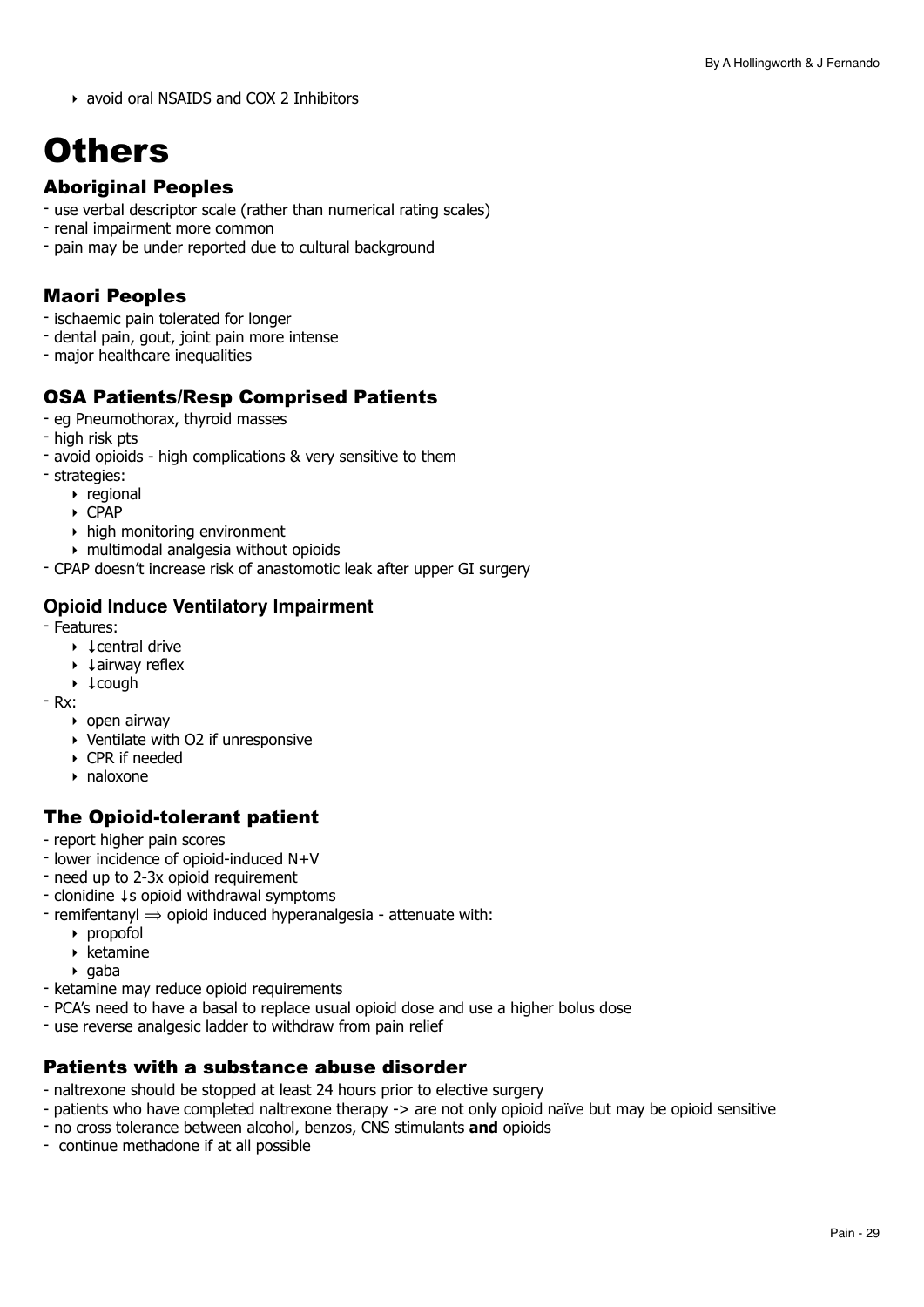- avoid oral NSAIDS and COX 2 Inhibitors

# Others

## Aboriginal Peoples

- use verbal descriptor scale (rather than numerical rating scales)
- renal impairment more common
- pain may be under reported due to cultural background

## Maori Peoples

- ischaemic pain tolerated for longer
- dental pain, gout, joint pain more intense
- major healthcare inequalities

## OSA Patients/Resp Comprised Patients

- eg Pneumothorax, thyroid masses
- high risk pts
- avoid opioids - high complications & very sensitive to them
- strategies:
    - regional
    - CPAP
    - high monitoring environment
    - multimodal analgesia without opioids
- CPAP doesn't increase risk of anastomotic leak after upper GI surgery

## Opioid Induce Ventilatory Impairment

- Features:
    - ↓central drive
    - ↓airway reflex
    - ↓cough
- Rx:
    - open airway
    - Ventilate with O2 if unresponsive
    - CPR if needed
    - naloxone

## The Opioid-tolerant patient

- report higher pain scores
- lower incidence of opioid-induced N+V
- need up to 2-3x opioid requirement
- clonidine ↓s opioid withdrawal symptoms
- remifentanyl ⟹ opioid induced hyperanalgesia - attenuate with:
    - propofol
    - ketamine
    - gaba
- ketamine may reduce opioid requirements
- PCA's need to have a basal to replace usual opioid dose and use a higher bolus dose
- use reverse analgesic ladder to withdraw from pain relief

## Patients with a substance abuse disorder

- naltrexone should be stopped at least 24 hours prior to elective surgery
- patients who have completed naltrexone therapy -> are not only opioid naïve but may be opioid sensitive
- no cross tolerance between alcohol, benzos, CNS stimulants **and** opioids
- continue methadone if at all possible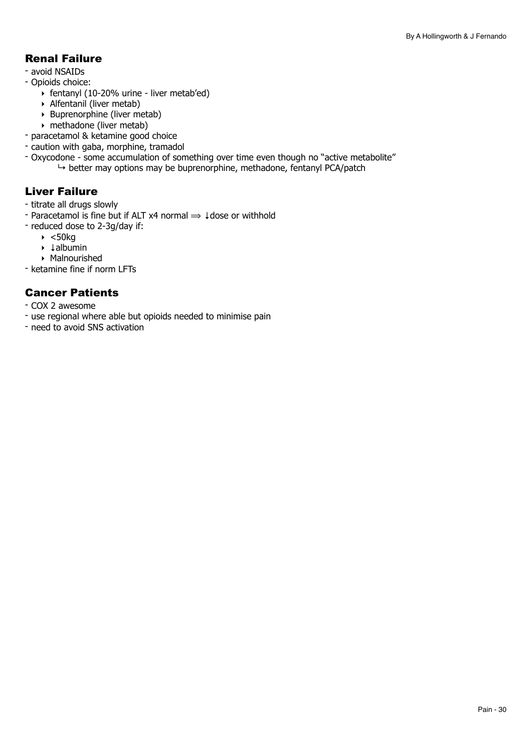## Renal Failure

- avoid NSAIDs
- Opioids choice:
    - fentanyl (10-20% urine - liver metab'ed)
    - Alfentanil (liver metab)
    - Buprenorphine (liver metab)
    - methadone (liver metab)
- paracetamol & ketamine good choice
- caution with gaba, morphine, tramadol
- Oxycodone - some accumulation of something over time even though no "active metabolite"
    - ↳ better may options may be buprenorphine, methadone, fentanyl PCA/patch

## Liver Failure

- titrate all drugs slowly
- Paracetamol is fine but if ALT x4 normal ⟹ ↓dose or withhold
- reduced dose to 2-3g/day if:
    - <50kg
    - ↓albumin
    - Malnourished
- ketamine fine if norm LFTs

## Cancer Patients

- COX 2 awesome
- use regional where able but opioids needed to minimise pain
- need to avoid SNS activation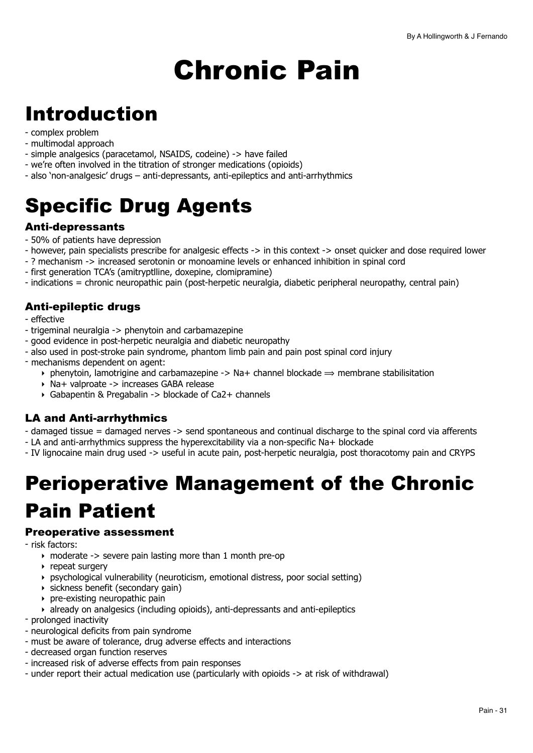# Chronic Pain

## Introduction

- complex problem
- multimodal approach
- simple analgesics (paracetamol, NSAIDS, codeine) -> have failed
- we're often involved in the titration of stronger medications (opioids)
- also 'non-analgesic' drugs – anti-depressants, anti-epileptics and anti-arrhythmics

## Specific Drug Agents

### Anti-depressants

- 50% of patients have depression
- however, pain specialists prescribe for analgesic effects -> in this context -> onset quicker and dose required lower
- ? mechanism -> increased serotonin or monoamine levels or enhanced inhibition in spinal cord
- first generation TCA's (amitryptlline, doxepine, clomipramine)
- indications = chronic neuropathic pain (post-herpetic neuralgia, diabetic peripheral neuropathy, central pain)

### Anti-epileptic drugs

- effective
- trigeminal neuralgia -> phenytoin and carbamazepine
- good evidence in post-herpetic neuralgia and diabetic neuropathy
- also used in post-stroke pain syndrome, phantom limb pain and pain post spinal cord injury
- mechanisms dependent on agent:
    - phenytoin, lamotrigine and carbamazepine -> Na+ channel blockade ⟹ membrane stabilisitation
    - Na+ valproate -> increases GABA release
    - Gabapentin & Pregabalin -> blockade of Ca2+ channels

### LA and Anti-arrhythmics

- damaged tissue = damaged nerves -> send spontaneous and continual discharge to the spinal cord via afferents
- LA and anti-arrhythmics suppress the hyperexcitability via a non-specific Na+ blockade
- IV lignocaine main drug used -> useful in acute pain, post-herpetic neuralgia, post thoracotomy pain and CRYPS

## Perioperative Management of the Chronic Pain Patient

### Preoperative assessment

- risk factors:
    - moderate -> severe pain lasting more than 1 month pre-op
    - repeat surgery
    - psychological vulnerability (neuroticism, emotional distress, poor social setting)
    - sickness benefit (secondary gain)
    - pre-existing neuropathic pain
    - already on analgesics (including opioids), anti-depressants and anti-epileptics
- prolonged inactivity
- neurological deficits from pain syndrome
- must be aware of tolerance, drug adverse effects and interactions
- decreased organ function reserves
- increased risk of adverse effects from pain responses
- under report their actual medication use (particularly with opioids -> at risk of withdrawal)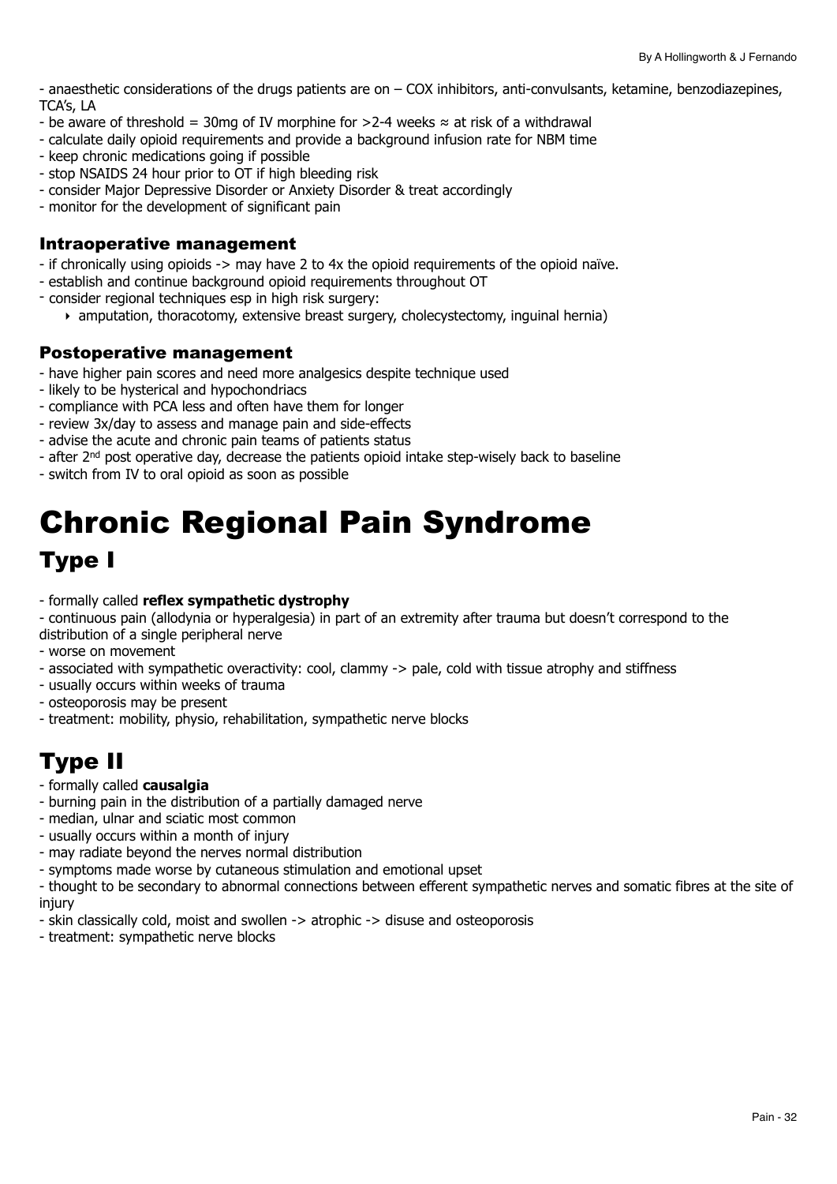- anaesthetic considerations of the drugs patients are on – COX inhibitors, anti-convulsants, ketamine, benzodiazepines, TCA's, LA
- be aware of threshold = 30mg of IV morphine for >2-4 weeks ≈ at risk of a withdrawal
- calculate daily opioid requirements and provide a background infusion rate for NBM time
- keep chronic medications going if possible
- stop NSAIDS 24 hour prior to OT if high bleeding risk
- consider Major Depressive Disorder or Anxiety Disorder & treat accordingly
- monitor for the development of significant pain

### Intraoperative management

- if chronically using opioids -> may have 2 to 4x the opioid requirements of the opioid naïve.
- establish and continue background opioid requirements throughout OT
- consider regional techniques esp in high risk surgery:
    - amputation, thoracotomy, extensive breast surgery, cholecystectomy, inguinal hernia)

### Postoperative management

- have higher pain scores and need more analgesics despite technique used
- likely to be hysterical and hypochondriacs
- compliance with PCA less and often have them for longer
- review 3x/day to assess and manage pain and side-effects
- advise the acute and chronic pain teams of patients status
- after 2nd post operative day, decrease the patients opioid intake step-wisely back to baseline
- switch from IV to oral opioid as soon as possible

# Chronic Regional Pain Syndrome

## Type I

- formally called **reflex sympathetic dystrophy**
- continuous pain (allodynia or hyperalgesia) in part of an extremity after trauma but doesn't correspond to the distribution of a single peripheral nerve
- worse on movement
- associated with sympathetic overactivity: cool, clammy -> pale, cold with tissue atrophy and stiffness
- usually occurs within weeks of trauma
- osteoporosis may be present
- treatment: mobility, physio, rehabilitation, sympathetic nerve blocks

## Type II

- formally called **causalgia**
- burning pain in the distribution of a partially damaged nerve
- median, ulnar and sciatic most common
- usually occurs within a month of injury
- may radiate beyond the nerves normal distribution
- symptoms made worse by cutaneous stimulation and emotional upset
- thought to be secondary to abnormal connections between efferent sympathetic nerves and somatic fibres at the site of injury
- skin classically cold, moist and swollen -> atrophic -> disuse and osteoporosis
- treatment: sympathetic nerve blocks